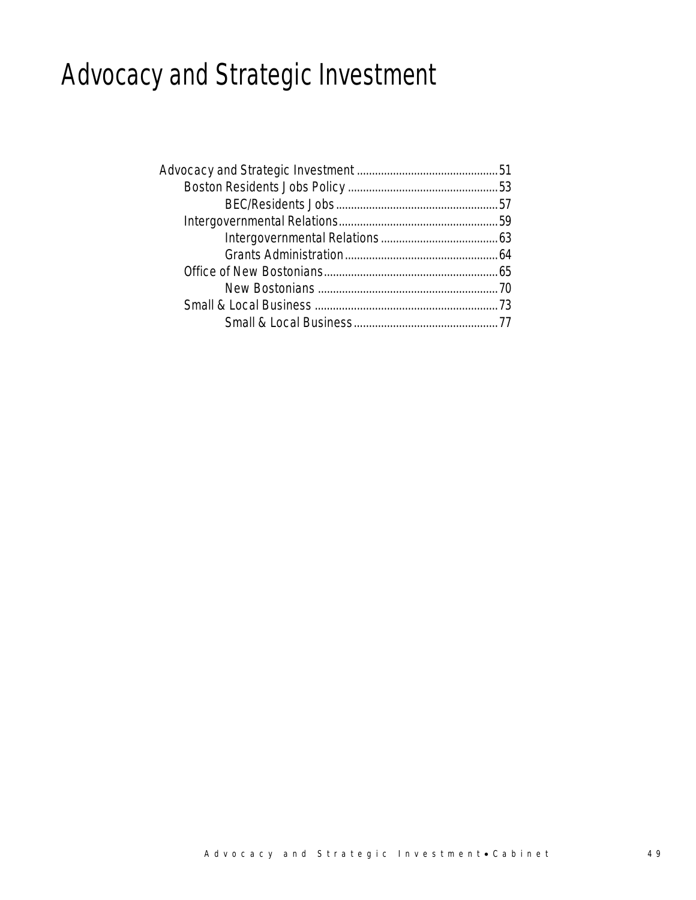# Advocacy and Strategic Investment

- Advocacy and Strategic Investment .............................................. 51
  - Boston Residents Jobs Policy .................................................. 53
    - BEC/Residents Jobs ...................................................... 57
  - Intergovernmental Relations ..................................................... 59
    - Intergovernmental Relations ....................................... 63
    - Grants Administration ................................................... 64
  - Office of New Bostonians .......................................................... 65
    - New Bostonians ............................................................ 70
  - Small & Local Business ............................................................. 73
    - Small & Local Business ................................................ 77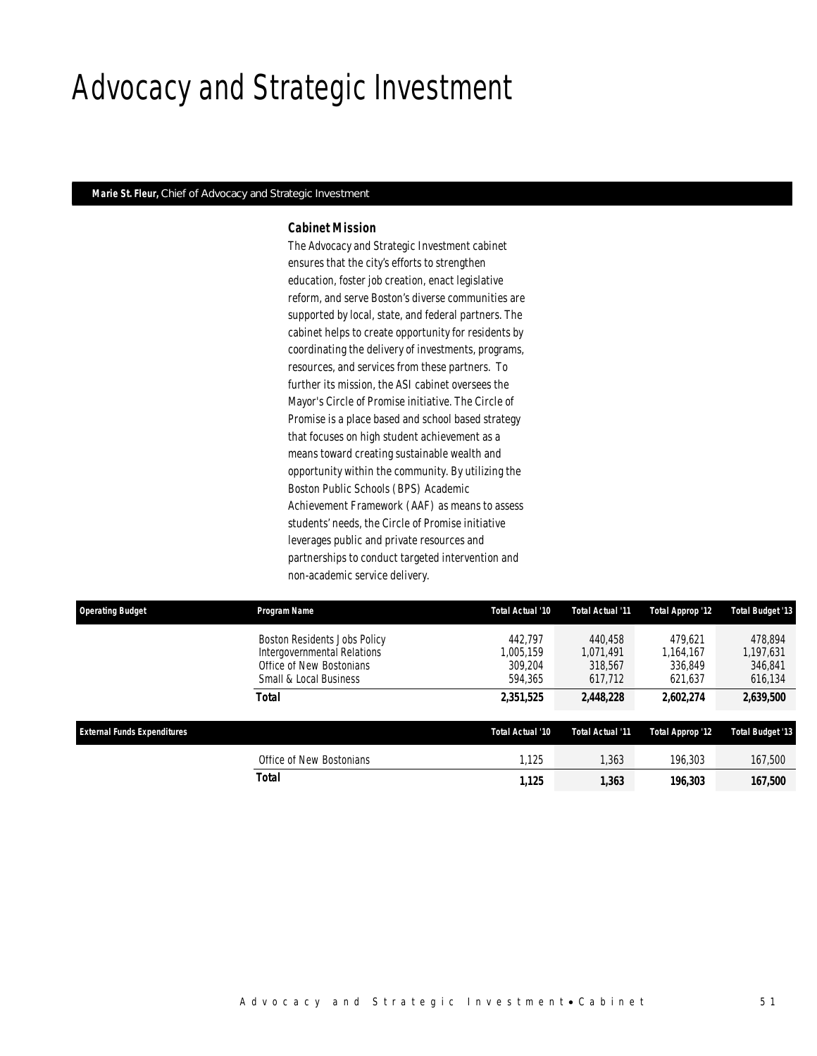# Advocacy and Strategic Investment

**Marie St. Fleur,** Chief of Advocacy and Strategic Investment

### Cabinet Mission

The Advocacy and Strategic Investment cabinet ensures that the city's efforts to strengthen education, foster job creation, enact legislative reform, and serve Boston's diverse communities are supported by local, state, and federal partners. The cabinet helps to create opportunity for residents by coordinating the delivery of investments, programs, resources, and services from these partners. To further its mission, the ASI cabinet oversees the Mayor's Circle of Promise initiative. The Circle of Promise is a place based and school based strategy that focuses on high student achievement as a means toward creating sustainable wealth and opportunity within the community. By utilizing the Boston Public Schools (BPS) Academic Achievement Framework (AAF) as means to assess students' needs, the Circle of Promise initiative leverages public and private resources and partnerships to conduct targeted intervention and non-academic service delivery.

| Operating Budget | Program Name | Total Actual '10 | Total Actual '11 | Total Approp '12 | Total Budget '13 |
|---|---|---|---|---|---|
| | Boston Residents Jobs Policy | 442,797 | 440,458 | 479,621 | 478,894 |
| | Intergovernmental Relations | 1,005,159 | 1,071,491 | 1,164,167 | 1,197,631 |
| | Office of New Bostonians | 309,204 | 318,567 | 336,849 | 346,841 |
| | Small & Local Business | 594,365 | 617,712 | 621,637 | 616,134 |
| | **Total** | **2,351,525** | **2,448,228** | **2,602,274** | **2,639,500** |

| External Funds Expenditures | | Total Actual '10 | Total Actual '11 | Total Approp '12 | Total Budget '13 |
|---|---|---|---|---|---|
| | Office of New Bostonians | 1,125 | 1,363 | 196,303 | 167,500 |
| | **Total** | **1,125** | **1,363** | **196,303** | **167,500** |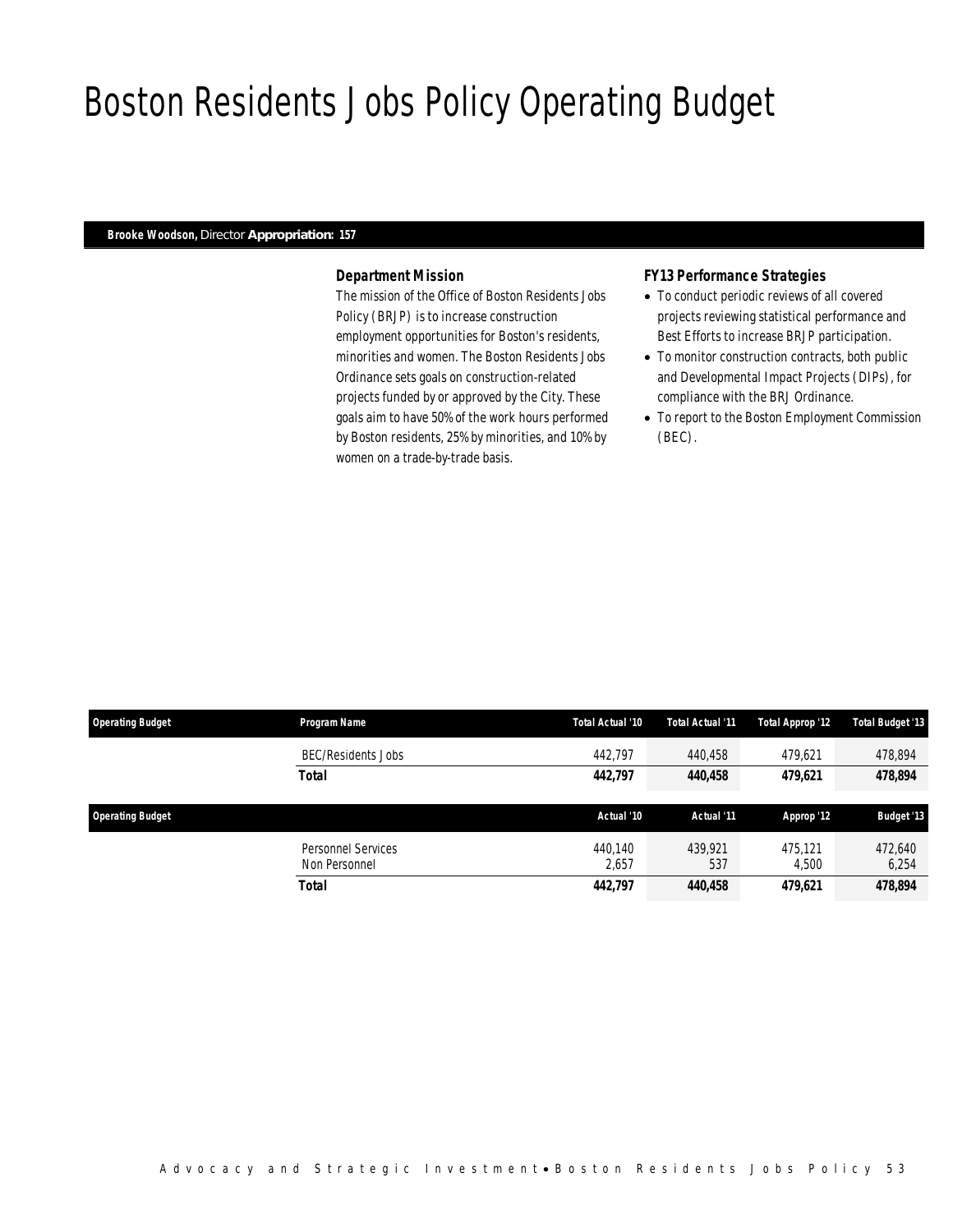# Boston Residents Jobs Policy Operating Budget

**Brooke Woodson,** Director **Appropriation: 157**

### *Department Mission*

The mission of the Office of Boston Residents Jobs Policy (BRJP) is to increase construction employment opportunities for Boston's residents, minorities and women. The Boston Residents Jobs Ordinance sets goals on construction-related projects funded by or approved by the City. These goals aim to have 50% of the work hours performed by Boston residents, 25% by minorities, and 10% by women on a trade-by-trade basis.

### *FY13 Performance Strategies*

- To conduct periodic reviews of all covered projects reviewing statistical performance and Best Efforts to increase BRJP participation.
- To monitor construction contracts, both public and Developmental Impact Projects (DIPs), for compliance with the BRJ Ordinance.
- To report to the Boston Employment Commission (BEC).

| Operating Budget | Program Name | Total Actual '10 | Total Actual '11 | Total Approp '12 | Total Budget '13 |
|---|---|---|---|---|---|
| | BEC/Residents Jobs | 442,797 | 440,458 | 479,621 | 478,894 |
| | **Total** | **442,797** | **440,458** | **479,621** | **478,894** |

| Operating Budget | | Actual '10 | Actual '11 | Approp '12 | Budget '13 |
|---|---|---|---|---|---|
| | Personnel Services | 440,140 | 439,921 | 475,121 | 472,640 |
| | Non Personnel | 2,657 | 537 | 4,500 | 6,254 |
| | **Total** | **442,797** | **440,458** | **479,621** | **478,894** |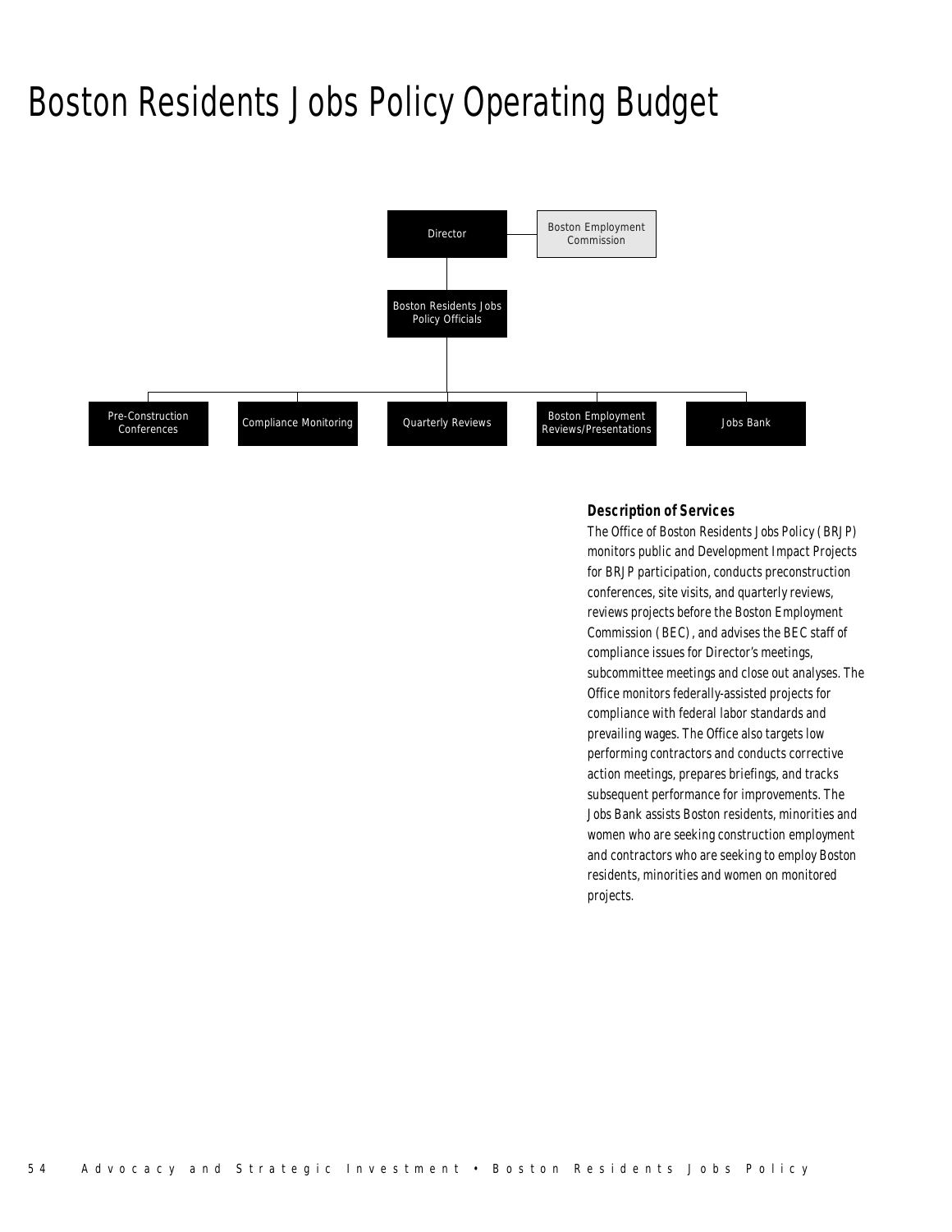# Boston Residents Jobs Policy Operating Budget

- Director
  - Boston Employment Commission
  - Boston Residents Jobs Policy Officials
    - Pre-Construction Conferences
    - Compliance Monitoring
    - Quarterly Reviews
    - Boston Employment Reviews/Presentations
    - Jobs Bank

### Description of Services

The Office of Boston Residents Jobs Policy (BRJP) monitors public and Development Impact Projects for BRJP participation, conducts preconstruction conferences, site visits, and quarterly reviews, reviews projects before the Boston Employment Commission (BEC), and advises the BEC staff of compliance issues for Director's meetings, subcommittee meetings and close out analyses. The Office monitors federally-assisted projects for compliance with federal labor standards and prevailing wages. The Office also targets low performing contractors and conducts corrective action meetings, prepares briefings, and tracks subsequent performance for improvements. The Jobs Bank assists Boston residents, minorities and women who are seeking construction employment and contractors who are seeking to employ Boston residents, minorities and women on monitored projects.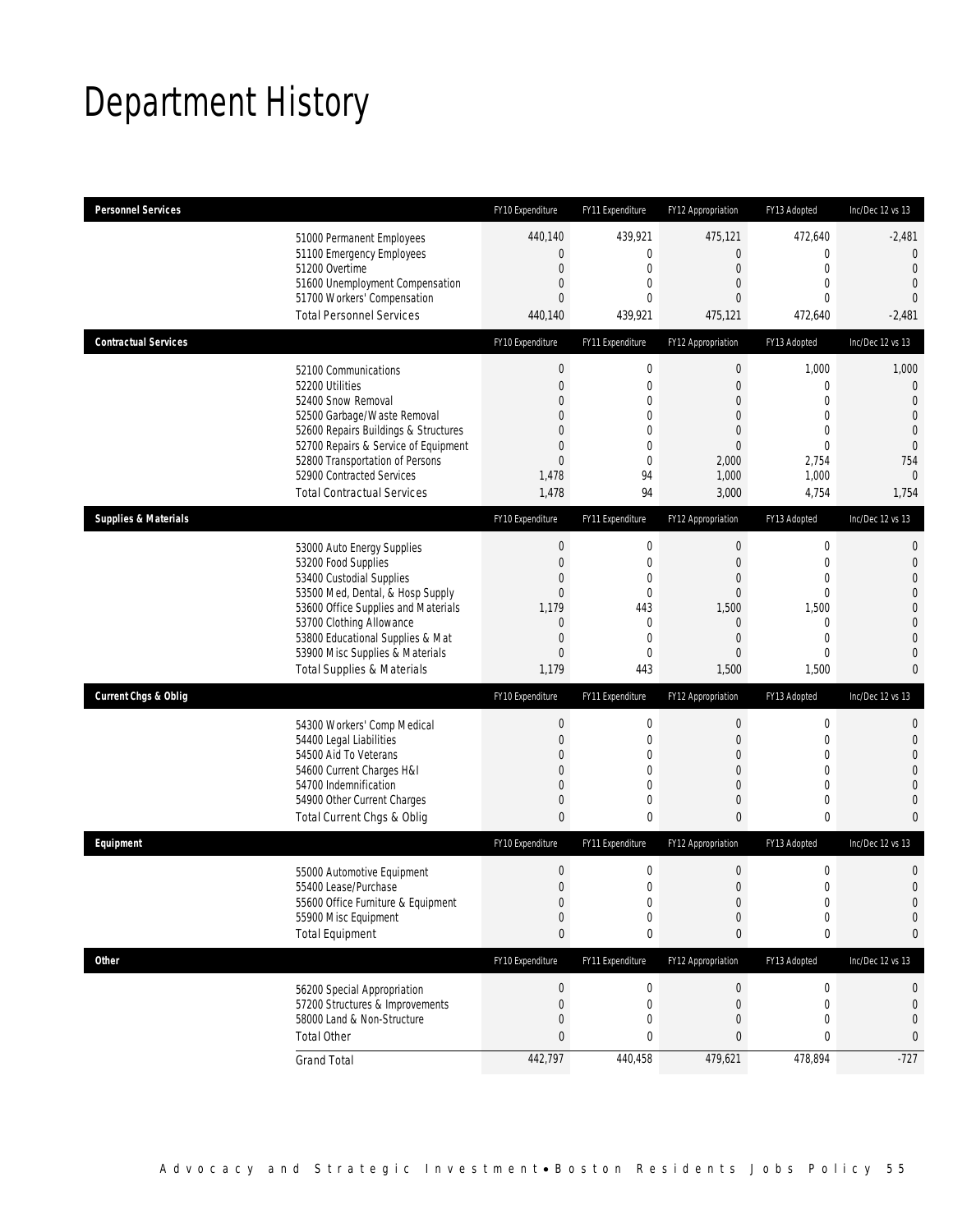# Department History

| Personnel Services | FY10 Expenditure | FY11 Expenditure | FY12 Appropriation | FY13 Adopted | Inc/Dec 12 vs 13 |
|---|---|---|---|---|---|
| 51000 Permanent Employees | 440,140 | 439,921 | 475,121 | 472,640 | -2,481 |
| 51100 Emergency Employees | 0 | 0 | 0 | 0 | 0 |
| 51200 Overtime | 0 | 0 | 0 | 0 | 0 |
| 51600 Unemployment Compensation | 0 | 0 | 0 | 0 | 0 |
| 51700 Workers' Compensation | 0 | 0 | 0 | 0 | 0 |
| Total Personnel Services | 440,140 | 439,921 | 475,121 | 472,640 | -2,481 |

| Contractual Services | FY10 Expenditure | FY11 Expenditure | FY12 Appropriation | FY13 Adopted | Inc/Dec 12 vs 13 |
|---|---|---|---|---|---|
| 52100 Communications | 0 | 0 | 0 | 1,000 | 1,000 |
| 52200 Utilities | 0 | 0 | 0 | 0 | 0 |
| 52400 Snow Removal | 0 | 0 | 0 | 0 | 0 |
| 52500 Garbage/Waste Removal | 0 | 0 | 0 | 0 | 0 |
| 52600 Repairs Buildings & Structures | 0 | 0 | 0 | 0 | 0 |
| 52700 Repairs & Service of Equipment | 0 | 0 | 0 | 0 | 0 |
| 52800 Transportation of Persons | 0 | 0 | 2,000 | 2,754 | 754 |
| 52900 Contracted Services | 1,478 | 94 | 1,000 | 1,000 | 0 |
| Total Contractual Services | 1,478 | 94 | 3,000 | 4,754 | 1,754 |

| Supplies & Materials | FY10 Expenditure | FY11 Expenditure | FY12 Appropriation | FY13 Adopted | Inc/Dec 12 vs 13 |
|---|---|---|---|---|---|
| 53000 Auto Energy Supplies | 0 | 0 | 0 | 0 | 0 |
| 53200 Food Supplies | 0 | 0 | 0 | 0 | 0 |
| 53400 Custodial Supplies | 0 | 0 | 0 | 0 | 0 |
| 53500 Med, Dental, & Hosp Supply | 0 | 0 | 0 | 0 | 0 |
| 53600 Office Supplies and Materials | 1,179 | 443 | 1,500 | 1,500 | 0 |
| 53700 Clothing Allowance | 0 | 0 | 0 | 0 | 0 |
| 53800 Educational Supplies & Mat | 0 | 0 | 0 | 0 | 0 |
| 53900 Misc Supplies & Materials | 0 | 0 | 0 | 0 | 0 |
| Total Supplies & Materials | 1,179 | 443 | 1,500 | 1,500 | 0 |

| Current Chgs & Oblig | FY10 Expenditure | FY11 Expenditure | FY12 Appropriation | FY13 Adopted | Inc/Dec 12 vs 13 |
|---|---|---|---|---|---|
| 54300 Workers' Comp Medical | 0 | 0 | 0 | 0 | 0 |
| 54400 Legal Liabilities | 0 | 0 | 0 | 0 | 0 |
| 54500 Aid To Veterans | 0 | 0 | 0 | 0 | 0 |
| 54600 Current Charges H&I | 0 | 0 | 0 | 0 | 0 |
| 54700 Indemnification | 0 | 0 | 0 | 0 | 0 |
| 54900 Other Current Charges | 0 | 0 | 0 | 0 | 0 |
| Total Current Chgs & Oblig | 0 | 0 | 0 | 0 | 0 |

| Equipment | FY10 Expenditure | FY11 Expenditure | FY12 Appropriation | FY13 Adopted | Inc/Dec 12 vs 13 |
|---|---|---|---|---|---|
| 55000 Automotive Equipment | 0 | 0 | 0 | 0 | 0 |
| 55400 Lease/Purchase | 0 | 0 | 0 | 0 | 0 |
| 55600 Office Furniture & Equipment | 0 | 0 | 0 | 0 | 0 |
| 55900 Misc Equipment | 0 | 0 | 0 | 0 | 0 |
| Total Equipment | 0 | 0 | 0 | 0 | 0 |

| Other | FY10 Expenditure | FY11 Expenditure | FY12 Appropriation | FY13 Adopted | Inc/Dec 12 vs 13 |
|---|---|---|---|---|---|
| 56200 Special Appropriation | 0 | 0 | 0 | 0 | 0 |
| 57200 Structures & Improvements | 0 | 0 | 0 | 0 | 0 |
| 58000 Land & Non-Structure | 0 | 0 | 0 | 0 | 0 |
| Total Other | 0 | 0 | 0 | 0 | 0 |
| Grand Total | 442,797 | 440,458 | 479,621 | 478,894 | -727 |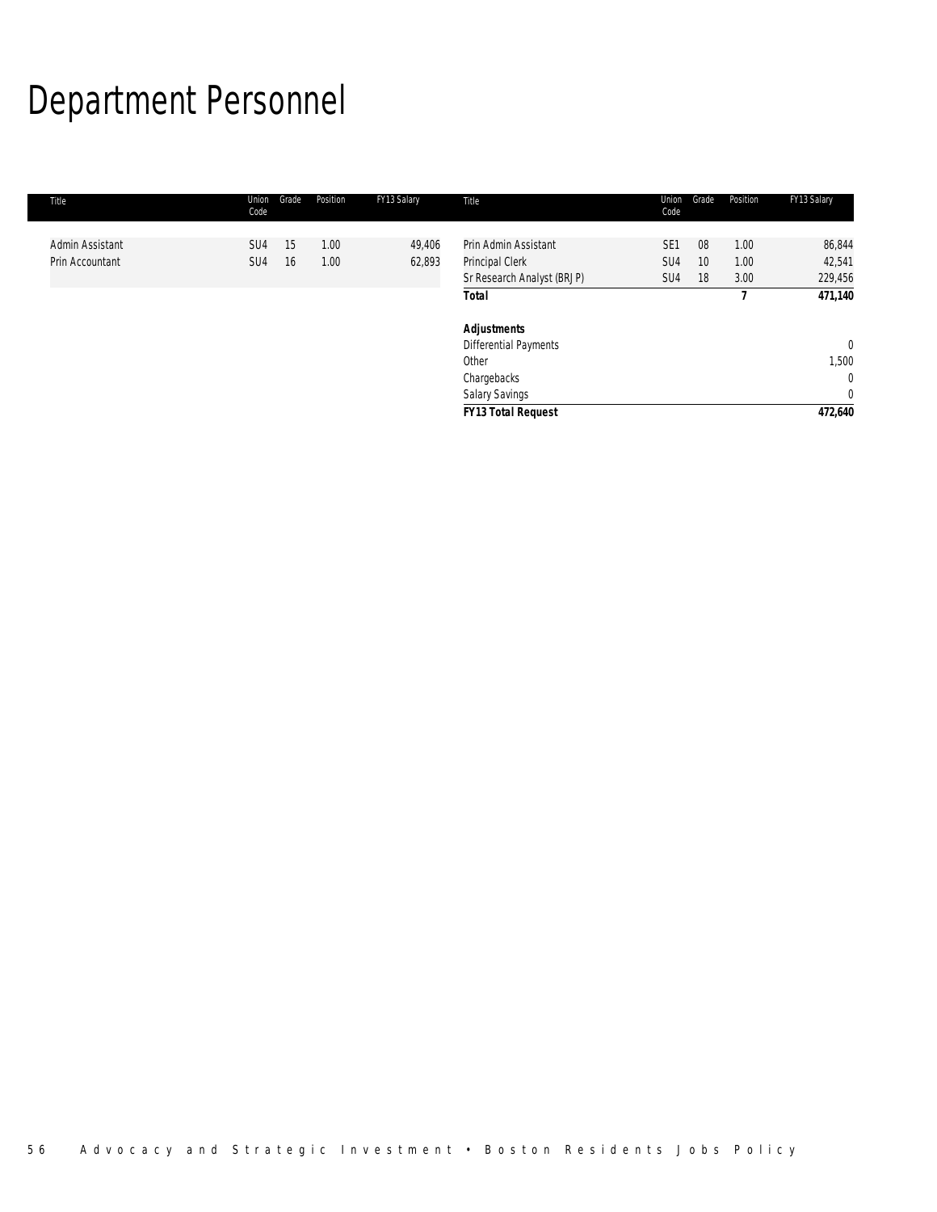# Department Personnel

| Title | Union Code | Grade | Position | FY13 Salary | Title | Union Code | Grade | Position | FY13 Salary |
|---|---|---|---|---|---|---|---|---|---|
| Admin Assistant | SU4 | 15 | 1.00 | 49,406 | Prin Admin Assistant | SE1 | 08 | 1.00 | 86,844 |
| Prin Accountant | SU4 | 16 | 1.00 | 62,893 | Principal Clerk | SU4 | 10 | 1.00 | 42,541 |
| | | | | | Sr Research Analyst (BRJP) | SU4 | 18 | 3.00 | 229,456 |
| | | | | | ***Total*** | | | **7** | **471,140** |
| | | | | | | | | | |
| | | | | | ***Adjustments*** | | | | |
| | | | | | Differential Payments | | | | 0 |
| | | | | | Other | | | | 1,500 |
| | | | | | Chargebacks | | | | 0 |
| | | | | | Salary Savings | | | | 0 |
| | | | | | ***FY13 Total Request*** | | | | **472,640** |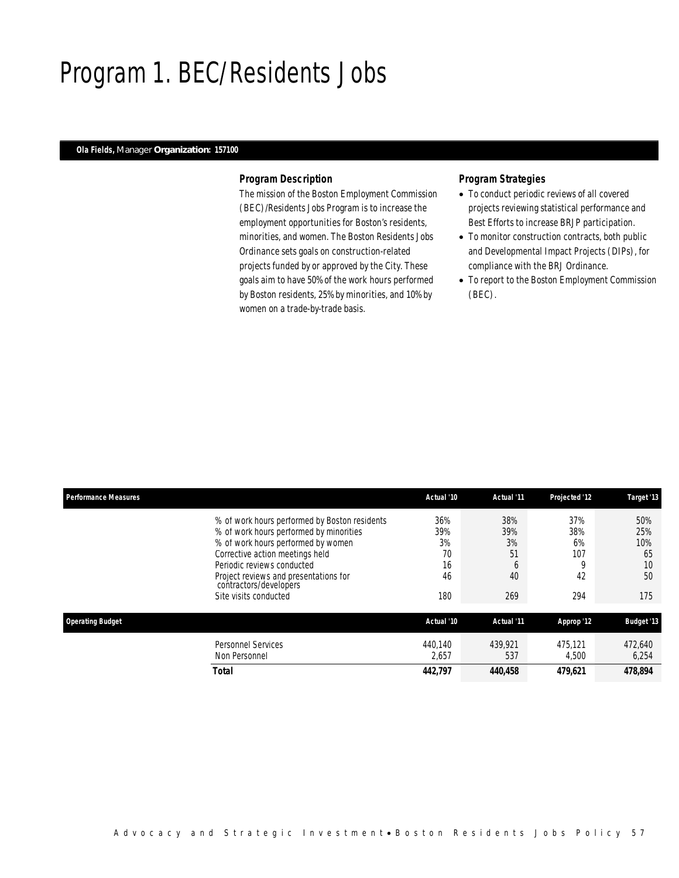# Program 1. BEC/Residents Jobs

**Ola Fields,** Manager **Organization: 157100**

### *Program Description*

The mission of the Boston Employment Commission (BEC)/Residents Jobs Program is to increase the employment opportunities for Boston's residents, minorities, and women. The Boston Residents Jobs Ordinance sets goals on construction-related projects funded by or approved by the City. These goals aim to have 50% of the work hours performed by Boston residents, 25% by minorities, and 10% by women on a trade-by-trade basis.

### *Program Strategies*

- To conduct periodic reviews of all covered projects reviewing statistical performance and Best Efforts to increase BRJP participation.
- To monitor construction contracts, both public and Developmental Impact Projects (DIPs), for compliance with the BRJ Ordinance.
- To report to the Boston Employment Commission (BEC).

| Performance Measures | Actual '10 | Actual '11 | Projected '12 | Target '13 |
|---|---|---|---|---|
| % of work hours performed by Boston residents | 36% | 38% | 37% | 50% |
| % of work hours performed by minorities | 39% | 39% | 38% | 25% |
| % of work hours performed by women | 3% | 3% | 6% | 10% |
| Corrective action meetings held | 70 | 51 | 107 | 65 |
| Periodic reviews conducted | 16 | 6 | 9 | 10 |
| Project reviews and presentations for contractors/developers | 46 | 40 | 42 | 50 |
| Site visits conducted | 180 | 269 | 294 | 175 |

| Operating Budget | Actual '10 | Actual '11 | Approp '12 | Budget '13 |
|---|---|---|---|---|
| Personnel Services | 440,140 | 439,921 | 475,121 | 472,640 |
| Non Personnel | 2,657 | 537 | 4,500 | 6,254 |
| **Total** | **442,797** | **440,458** | **479,621** | **478,894** |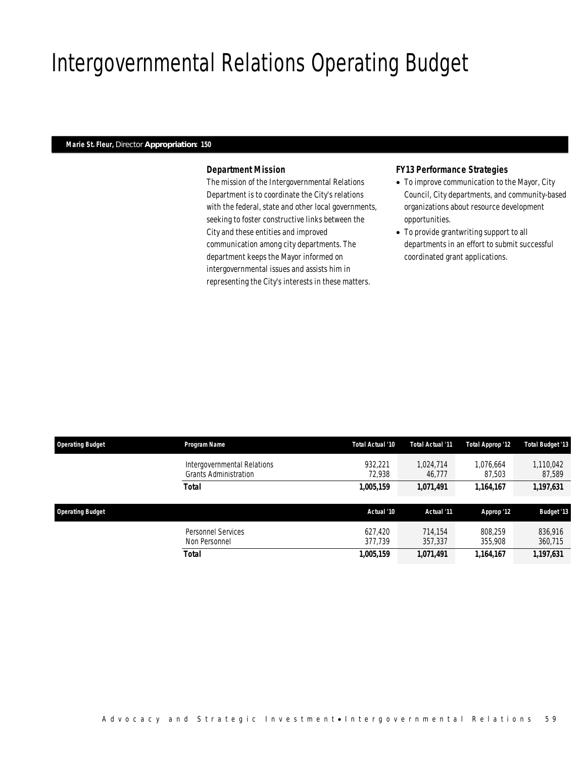# Intergovernmental Relations Operating Budget

**Marie St. Fleur,** Director **Appropriation: 150**

### *Department Mission*

The mission of the Intergovernmental Relations Department is to coordinate the City's relations with the federal, state and other local governments, seeking to foster constructive links between the City and these entities and improved communication among city departments. The department keeps the Mayor informed on intergovernmental issues and assists him in representing the City's interests in these matters.

### *FY13 Performance Strategies*

- To improve communication to the Mayor, City Council, City departments, and community-based organizations about resource development opportunities.
- To provide grantwriting support to all departments in an effort to submit successful coordinated grant applications.

| Operating Budget | Program Name | Total Actual '10 | Total Actual '11 | Total Approp '12 | Total Budget '13 |
|---|---|---|---|---|---|
| | Intergovernmental Relations | 932,221 | 1,024,714 | 1,076,664 | 1,110,042 |
| | Grants Administration | 72,938 | 46,777 | 87,503 | 87,589 |
| | **Total** | **1,005,159** | **1,071,491** | **1,164,167** | **1,197,631** |

| Operating Budget | | Actual '10 | Actual '11 | Approp '12 | Budget '13 |
|---|---|---|---|---|---|
| | Personnel Services | 627,420 | 714,154 | 808,259 | 836,916 |
| | Non Personnel | 377,739 | 357,337 | 355,908 | 360,715 |
| | **Total** | **1,005,159** | **1,071,491** | **1,164,167** | **1,197,631** |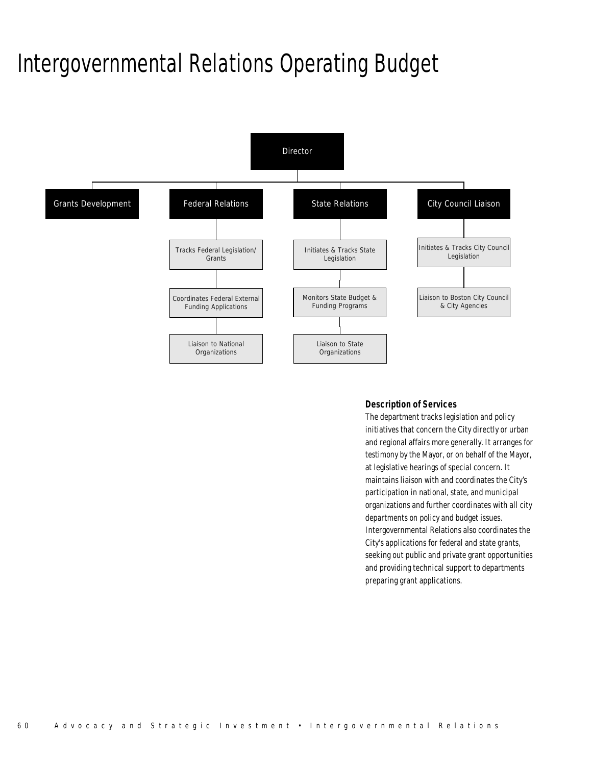# Intergovernmental Relations Operating Budget

- Director
  - Grants Development
  - Federal Relations
    - Tracks Federal Legislation/ Grants
    - Coordinates Federal External Funding Applications
    - Liaison to National Organizations
  - State Relations
    - Initiates & Tracks State Legislation
    - Monitors State Budget & Funding Programs
    - Liaison to State Organizations
  - City Council Liaison
    - Initiates & Tracks City Council Legislation
    - Liaison to Boston City Council & City Agencies

### Description of Services

The department tracks legislation and policy initiatives that concern the City directly or urban and regional affairs more generally. It arranges for testimony by the Mayor, or on behalf of the Mayor, at legislative hearings of special concern. It maintains liaison with and coordinates the City's participation in national, state, and municipal organizations and further coordinates with all city departments on policy and budget issues. Intergovernmental Relations also coordinates the City's applications for federal and state grants, seeking out public and private grant opportunities and providing technical support to departments preparing grant applications.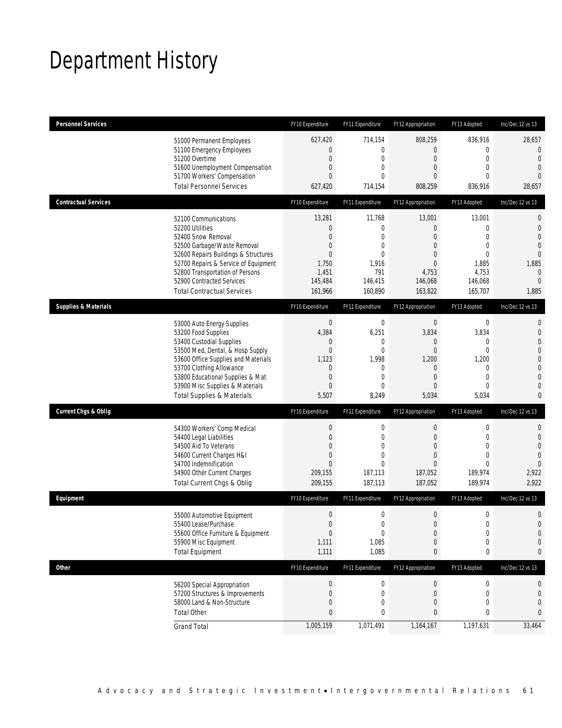# Department History

| Personnel Services | FY10 Expenditure | FY11 Expenditure | FY12 Appropriation | FY13 Adopted | Inc/Dec 12 vs 13 |
|---|---|---|---|---|---|
| 51000 Permanent Employees | 627,420 | 714,154 | 808,259 | 836,916 | 28,657 |
| 51100 Emergency Employees | 0 | 0 | 0 | 0 | 0 |
| 51200 Overtime | 0 | 0 | 0 | 0 | 0 |
| 51600 Unemployment Compensation | 0 | 0 | 0 | 0 | 0 |
| 51700 Workers' Compensation | 0 | 0 | 0 | 0 | 0 |
| Total Personnel Services | 627,420 | 714,154 | 808,259 | 836,916 | 28,657 |

| Contractual Services | FY10 Expenditure | FY11 Expenditure | FY12 Appropriation | FY13 Adopted | Inc/Dec 12 vs 13 |
|---|---|---|---|---|---|
| 52100 Communications | 13,281 | 11,768 | 13,001 | 13,001 | 0 |
| 52200 Utilities | 0 | 0 | 0 | 0 | 0 |
| 52400 Snow Removal | 0 | 0 | 0 | 0 | 0 |
| 52500 Garbage/Waste Removal | 0 | 0 | 0 | 0 | 0 |
| 52600 Repairs Buildings & Structures | 0 | 0 | 0 | 0 | 0 |
| 52700 Repairs & Service of Equipment | 1,750 | 1,916 | 0 | 1,885 | 1,885 |
| 52800 Transportation of Persons | 1,451 | 791 | 4,753 | 4,753 | 0 |
| 52900 Contracted Services | 145,484 | 146,415 | 146,068 | 146,068 | 0 |
| Total Contractual Services | 161,966 | 160,890 | 163,822 | 165,707 | 1,885 |

| Supplies & Materials | FY10 Expenditure | FY11 Expenditure | FY12 Appropriation | FY13 Adopted | Inc/Dec 12 vs 13 |
|---|---|---|---|---|---|
| 53000 Auto Energy Supplies | 0 | 0 | 0 | 0 | 0 |
| 53200 Food Supplies | 4,384 | 6,251 | 3,834 | 3,834 | 0 |
| 53400 Custodial Supplies | 0 | 0 | 0 | 0 | 0 |
| 53500 Med, Dental, & Hosp Supply | 0 | 0 | 0 | 0 | 0 |
| 53600 Office Supplies and Materials | 1,123 | 1,998 | 1,200 | 1,200 | 0 |
| 53700 Clothing Allowance | 0 | 0 | 0 | 0 | 0 |
| 53800 Educational Supplies & Mat | 0 | 0 | 0 | 0 | 0 |
| 53900 Misc Supplies & Materials | 0 | 0 | 0 | 0 | 0 |
| Total Supplies & Materials | 5,507 | 8,249 | 5,034 | 5,034 | 0 |

| Current Chgs & Oblig | FY10 Expenditure | FY11 Expenditure | FY12 Appropriation | FY13 Adopted | Inc/Dec 12 vs 13 |
|---|---|---|---|---|---|
| 54300 Workers' Comp Medical | 0 | 0 | 0 | 0 | 0 |
| 54400 Legal Liabilities | 0 | 0 | 0 | 0 | 0 |
| 54500 Aid To Veterans | 0 | 0 | 0 | 0 | 0 |
| 54600 Current Charges H&I | 0 | 0 | 0 | 0 | 0 |
| 54700 Indemnification | 0 | 0 | 0 | 0 | 0 |
| 54900 Other Current Charges | 209,155 | 187,113 | 187,052 | 189,974 | 2,922 |
| Total Current Chgs & Oblig | 209,155 | 187,113 | 187,052 | 189,974 | 2,922 |

| Equipment | FY10 Expenditure | FY11 Expenditure | FY12 Appropriation | FY13 Adopted | Inc/Dec 12 vs 13 |
|---|---|---|---|---|---|
| 55000 Automotive Equipment | 0 | 0 | 0 | 0 | 0 |
| 55400 Lease/Purchase | 0 | 0 | 0 | 0 | 0 |
| 55600 Office Furniture & Equipment | 0 | 0 | 0 | 0 | 0 |
| 55900 Misc Equipment | 1,111 | 1,085 | 0 | 0 | 0 |
| Total Equipment | 1,111 | 1,085 | 0 | 0 | 0 |

| Other | FY10 Expenditure | FY11 Expenditure | FY12 Appropriation | FY13 Adopted | Inc/Dec 12 vs 13 |
|---|---|---|---|---|---|
| 56200 Special Appropriation | 0 | 0 | 0 | 0 | 0 |
| 57200 Structures & Improvements | 0 | 0 | 0 | 0 | 0 |
| 58000 Land & Non-Structure | 0 | 0 | 0 | 0 | 0 |
| Total Other | 0 | 0 | 0 | 0 | 0 |
| Grand Total | 1,005,159 | 1,071,491 | 1,164,167 | 1,197,631 | 33,464 |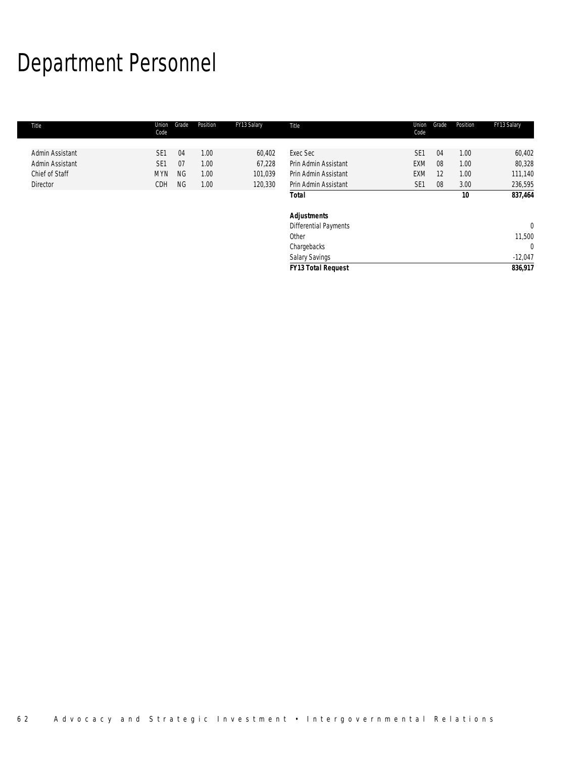# Department Personnel

| Title | Union Code | Grade | Position | FY13 Salary | Title | Union Code | Grade | Position | FY13 Salary |
|---|---|---|---|---|---|---|---|---|---|
| Admin Assistant | SE1 | 04 | 1.00 | 60,402 | Exec Sec | SE1 | 04 | 1.00 | 60,402 |
| Admin Assistant | SE1 | 07 | 1.00 | 67,228 | Prin Admin Assistant | EXM | 08 | 1.00 | 80,328 |
| Chief of Staff | MYN | NG | 1.00 | 101,039 | Prin Admin Assistant | EXM | 12 | 1.00 | 111,140 |
| Director | CDH | NG | 1.00 | 120,330 | Prin Admin Assistant | SE1 | 08 | 3.00 | 236,595 |
| | | | | | **Total** | | | **10** | **837,464** |
| | | | | | | | | | |
| | | | | | ***Adjustments*** | | | | |
| | | | | | Differential Payments | | | | 0 |
| | | | | | Other | | | | 11,500 |
| | | | | | Chargebacks | | | | 0 |
| | | | | | Salary Savings | | | | -12,047 |
| | | | | | ***FY13 Total Request*** | | | | ***836,917*** |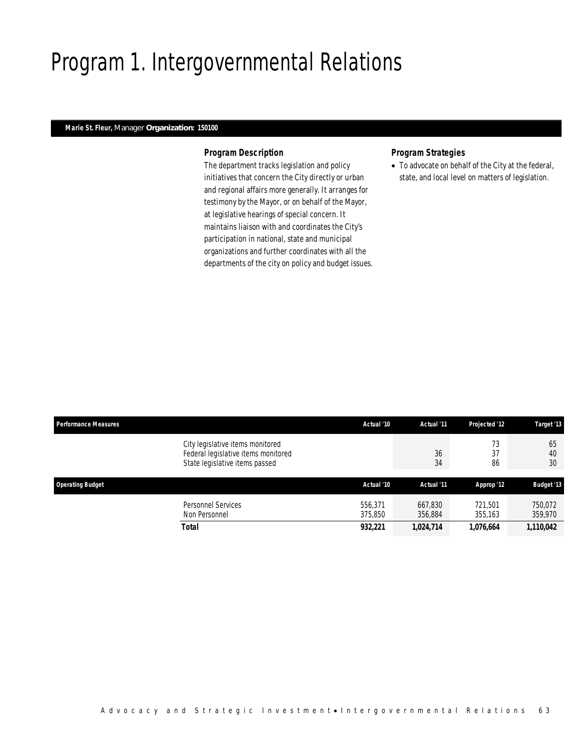# Program 1. Intergovernmental Relations

**Marie St. Fleur,** Manager **Organization: 150100**

### Program Description

The department tracks legislation and policy initiatives that concern the City directly or urban and regional affairs more generally. It arranges for testimony by the Mayor, or on behalf of the Mayor, at legislative hearings of special concern. It maintains liaison with and coordinates the City's participation in national, state and municipal organizations and further coordinates with all the departments of the city on policy and budget issues.

### Program Strategies

- To advocate on behalf of the City at the federal, state, and local level on matters of legislation.

| Performance Measures | Actual '10 | Actual '11 | Projected '12 | Target '13 |
|---|---|---|---|---|
| City legislative items monitored | | | 73 | 65 |
| Federal legislative items monitored | | 36 | 37 | 40 |
| State legislative items passed | | 34 | 86 | 30 |

| Operating Budget | Actual '10 | Actual '11 | Approp '12 | Budget '13 |
|---|---|---|---|---|
| Personnel Services | 556,371 | 667,830 | 721,501 | 750,072 |
| Non Personnel | 375,850 | 356,884 | 355,163 | 359,970 |
| **Total** | **932,221** | **1,024,714** | **1,076,664** | **1,110,042** |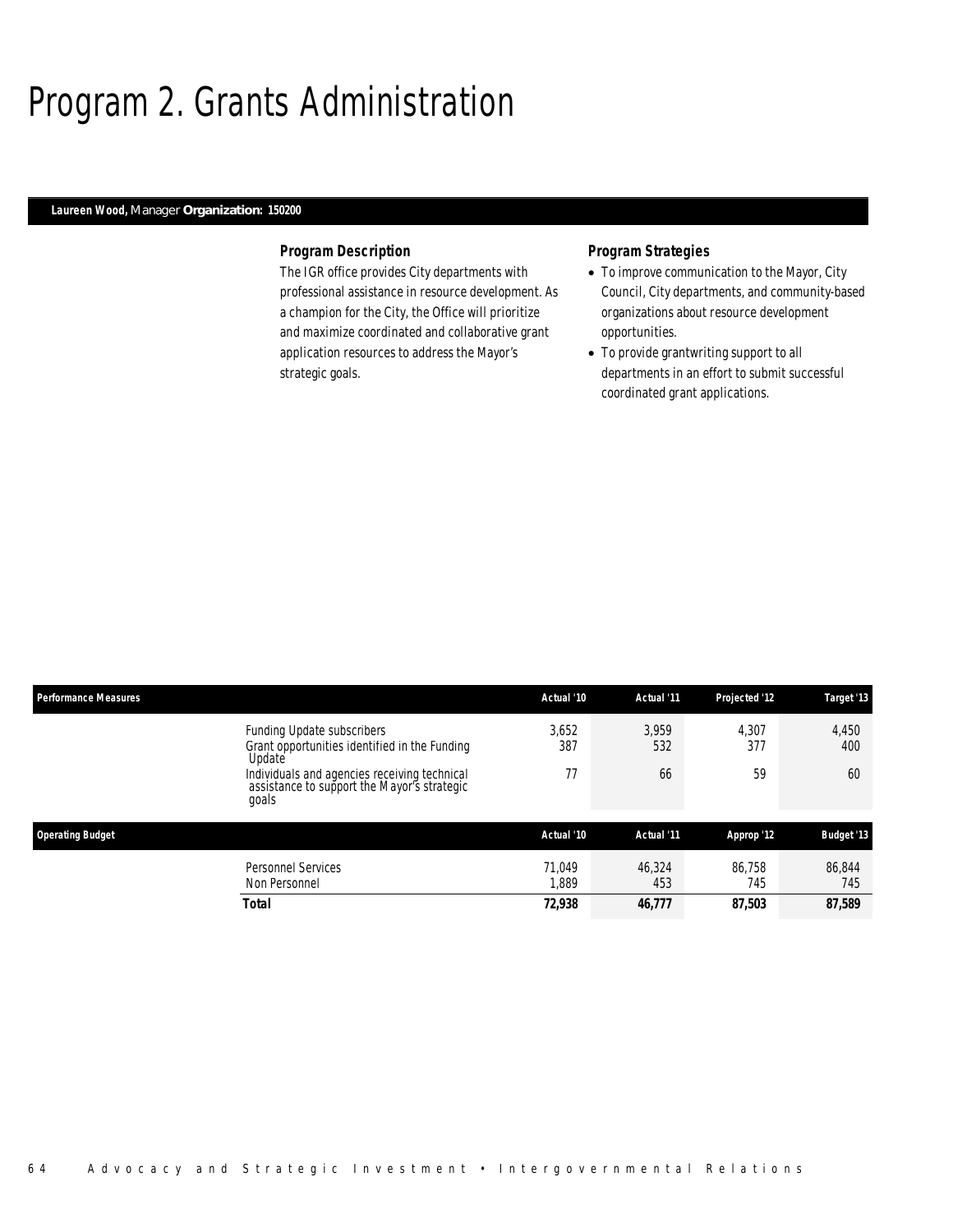# Program 2. Grants Administration

**Laureen Wood,** Manager **Organization: 150200**

### Program Description

The IGR office provides City departments with professional assistance in resource development. As a champion for the City, the Office will prioritize and maximize coordinated and collaborative grant application resources to address the Mayor's strategic goals.

### Program Strategies

- To improve communication to the Mayor, City Council, City departments, and community-based organizations about resource development opportunities.
- To provide grantwriting support to all departments in an effort to submit successful coordinated grant applications.

| Performance Measures | Actual '10 | Actual '11 | Projected '12 | Target '13 |
|---|---|---|---|---|
| Funding Update subscribers | 3,652 | 3,959 | 4,307 | 4,450 |
| Grant opportunities identified in the Funding Update | 387 | 532 | 377 | 400 |
| Individuals and agencies receiving technical assistance to support the Mayor's strategic goals | 77 | 66 | 59 | 60 |

| Operating Budget | Actual '10 | Actual '11 | Approp '12 | Budget '13 |
|---|---|---|---|---|
| Personnel Services | 71,049 | 46,324 | 86,758 | 86,844 |
| Non Personnel | 1,889 | 453 | 745 | 745 |
| **Total** | **72,938** | **46,777** | **87,503** | **87,589** |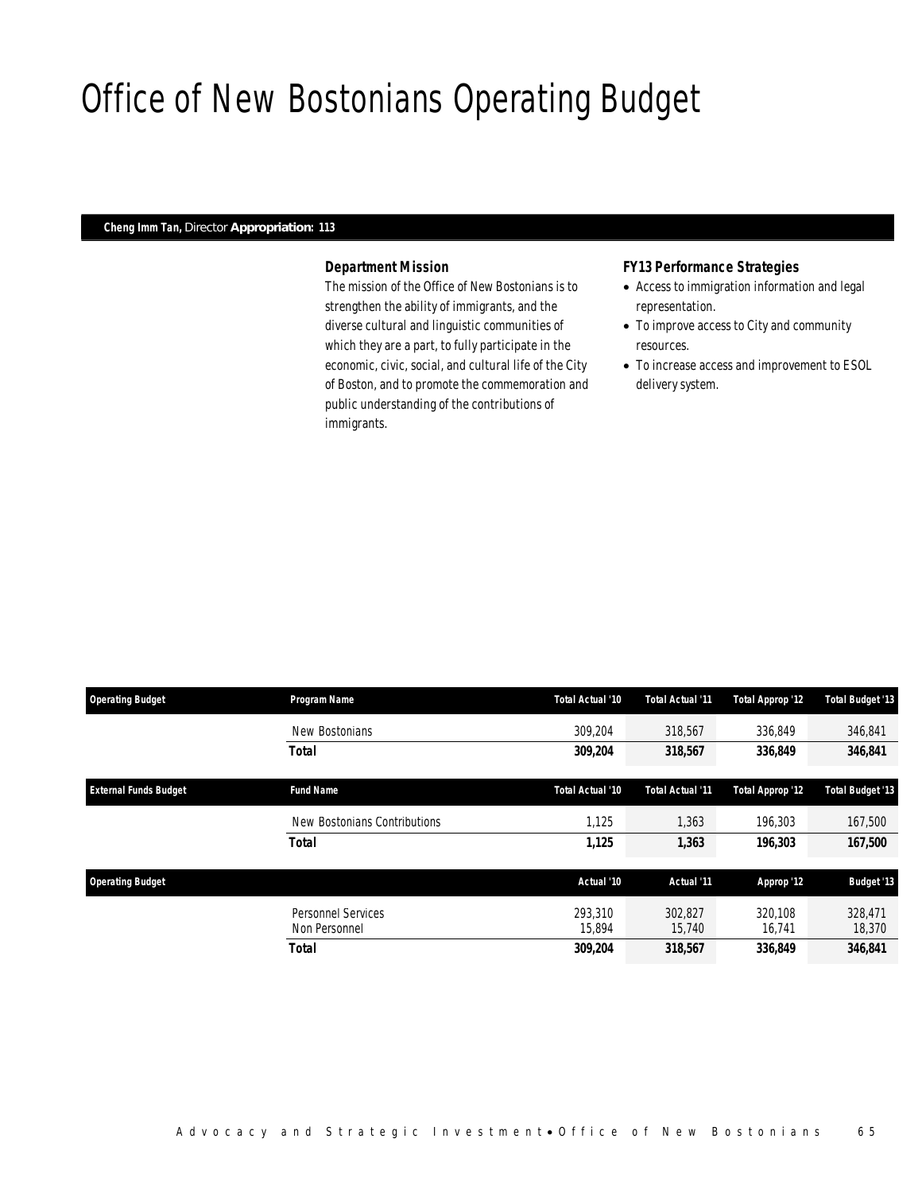# Office of New Bostonians Operating Budget

**Cheng Imm Tan,** Director **Appropriation: 113**

### *Department Mission*

*The mission of the Office of New Bostonians is to strengthen the ability of immigrants, and the diverse cultural and linguistic communities of which they are a part, to fully participate in the economic, civic, social, and cultural life of the City of Boston, and to promote the commemoration and public understanding of the contributions of immigrants.*

### *FY13 Performance Strategies*

- *Access to immigration information and legal representation.*
- *To improve access to City and community resources.*
- *To increase access and improvement to ESOL delivery system.*

| Operating Budget | Program Name | Total Actual '10 | Total Actual '11 | Total Approp '12 | Total Budget '13 |
|---|---|---|---|---|---|
| | New Bostonians | 309,204 | 318,567 | 336,849 | 346,841 |
| | **Total** | **309,204** | **318,567** | **336,849** | **346,841** |

| External Funds Budget | Fund Name | Total Actual '10 | Total Actual '11 | Total Approp '12 | Total Budget '13 |
|---|---|---|---|---|---|
| | New Bostonians Contributions | 1,125 | 1,363 | 196,303 | 167,500 |
| | **Total** | **1,125** | **1,363** | **196,303** | **167,500** |

| Operating Budget | | Actual '10 | Actual '11 | Approp '12 | Budget '13 |
|---|---|---|---|---|---|
| | Personnel Services | 293,310 | 302,827 | 320,108 | 328,471 |
| | Non Personnel | 15,894 | 15,740 | 16,741 | 18,370 |
| | **Total** | **309,204** | **318,567** | **336,849** | **346,841** |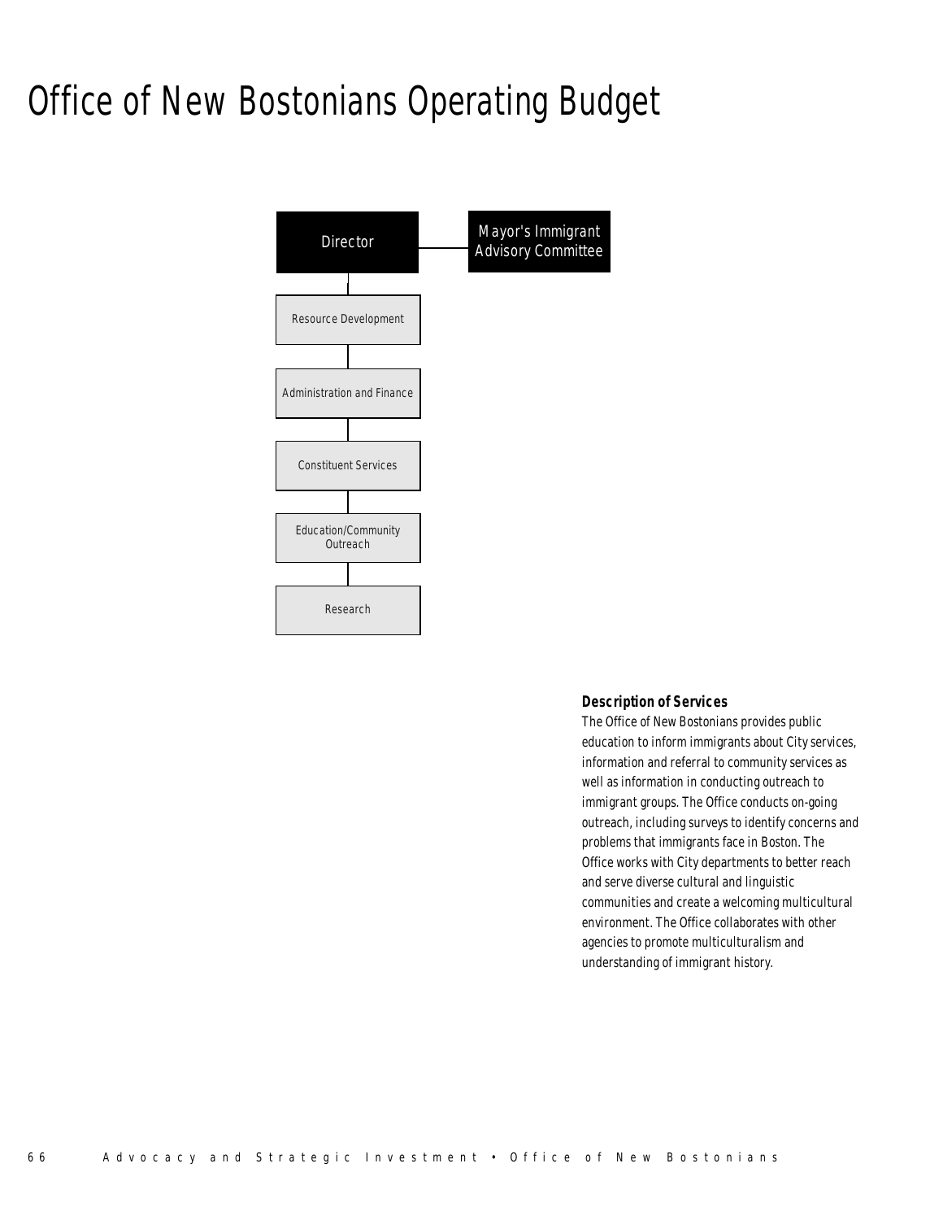# Office of New Bostonians Operating Budget

Director

Mayor's Immigrant Advisory Committee

Resource Development

Administration and Finance

Constituent Services

Education/Community Outreach

Research

### Description of Services

The Office of New Bostonians provides public education to inform immigrants about City services, information and referral to community services as well as information in conducting outreach to immigrant groups. The Office conducts on-going outreach, including surveys to identify concerns and problems that immigrants face in Boston. The Office works with City departments to better reach and serve diverse cultural and linguistic communities and create a welcoming multicultural environment. The Office collaborates with other agencies to promote multiculturalism and understanding of immigrant history.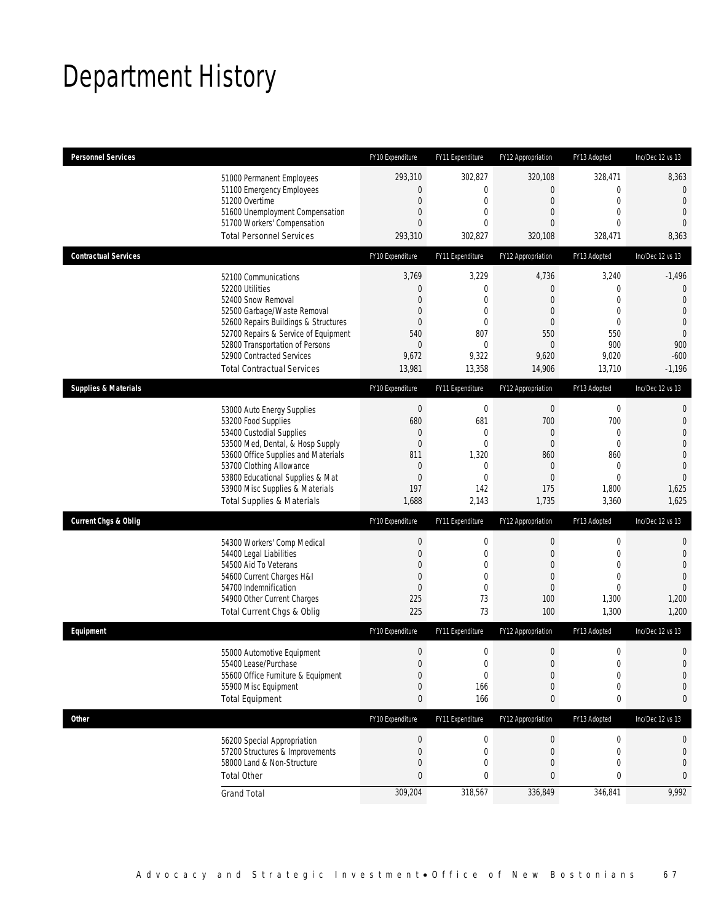# Department History

| Personnel Services | FY10 Expenditure | FY11 Expenditure | FY12 Appropriation | FY13 Adopted | Inc/Dec 12 vs 13 |
|---|---|---|---|---|---|
| 51000 Permanent Employees | 293,310 | 302,827 | 320,108 | 328,471 | 8,363 |
| 51100 Emergency Employees | 0 | 0 | 0 | 0 | 0 |
| 51200 Overtime | 0 | 0 | 0 | 0 | 0 |
| 51600 Unemployment Compensation | 0 | 0 | 0 | 0 | 0 |
| 51700 Workers' Compensation | 0 | 0 | 0 | 0 | 0 |
| Total Personnel Services | 293,310 | 302,827 | 320,108 | 328,471 | 8,363 |

| Contractual Services | FY10 Expenditure | FY11 Expenditure | FY12 Appropriation | FY13 Adopted | Inc/Dec 12 vs 13 |
|---|---|---|---|---|---|
| 52100 Communications | 3,769 | 3,229 | 4,736 | 3,240 | -1,496 |
| 52200 Utilities | 0 | 0 | 0 | 0 | 0 |
| 52400 Snow Removal | 0 | 0 | 0 | 0 | 0 |
| 52500 Garbage/Waste Removal | 0 | 0 | 0 | 0 | 0 |
| 52600 Repairs Buildings & Structures | 0 | 0 | 0 | 0 | 0 |
| 52700 Repairs & Service of Equipment | 540 | 807 | 550 | 550 | 0 |
| 52800 Transportation of Persons | 0 | 0 | 0 | 900 | 900 |
| 52900 Contracted Services | 9,672 | 9,322 | 9,620 | 9,020 | -600 |
| Total Contractual Services | 13,981 | 13,358 | 14,906 | 13,710 | -1,196 |

| Supplies & Materials | FY10 Expenditure | FY11 Expenditure | FY12 Appropriation | FY13 Adopted | Inc/Dec 12 vs 13 |
|---|---|---|---|---|---|
| 53000 Auto Energy Supplies | 0 | 0 | 0 | 0 | 0 |
| 53200 Food Supplies | 680 | 681 | 700 | 700 | 0 |
| 53400 Custodial Supplies | 0 | 0 | 0 | 0 | 0 |
| 53500 Med, Dental, & Hosp Supply | 0 | 0 | 0 | 0 | 0 |
| 53600 Office Supplies and Materials | 811 | 1,320 | 860 | 860 | 0 |
| 53700 Clothing Allowance | 0 | 0 | 0 | 0 | 0 |
| 53800 Educational Supplies & Mat | 0 | 0 | 0 | 0 | 0 |
| 53900 Misc Supplies & Materials | 197 | 142 | 175 | 1,800 | 1,625 |
| Total Supplies & Materials | 1,688 | 2,143 | 1,735 | 3,360 | 1,625 |

| Current Chgs & Oblig | FY10 Expenditure | FY11 Expenditure | FY12 Appropriation | FY13 Adopted | Inc/Dec 12 vs 13 |
|---|---|---|---|---|---|
| 54300 Workers' Comp Medical | 0 | 0 | 0 | 0 | 0 |
| 54400 Legal Liabilities | 0 | 0 | 0 | 0 | 0 |
| 54500 Aid To Veterans | 0 | 0 | 0 | 0 | 0 |
| 54600 Current Charges H&I | 0 | 0 | 0 | 0 | 0 |
| 54700 Indemnification | 0 | 0 | 0 | 0 | 0 |
| 54900 Other Current Charges | 225 | 73 | 100 | 1,300 | 1,200 |
| Total Current Chgs & Oblig | 225 | 73 | 100 | 1,300 | 1,200 |

| Equipment | FY10 Expenditure | FY11 Expenditure | FY12 Appropriation | FY13 Adopted | Inc/Dec 12 vs 13 |
|---|---|---|---|---|---|
| 55000 Automotive Equipment | 0 | 0 | 0 | 0 | 0 |
| 55400 Lease/Purchase | 0 | 0 | 0 | 0 | 0 |
| 55600 Office Furniture & Equipment | 0 | 0 | 0 | 0 | 0 |
| 55900 Misc Equipment | 0 | 166 | 0 | 0 | 0 |
| Total Equipment | 0 | 166 | 0 | 0 | 0 |

| Other | FY10 Expenditure | FY11 Expenditure | FY12 Appropriation | FY13 Adopted | Inc/Dec 12 vs 13 |
|---|---|---|---|---|---|
| 56200 Special Appropriation | 0 | 0 | 0 | 0 | 0 |
| 57200 Structures & Improvements | 0 | 0 | 0 | 0 | 0 |
| 58000 Land & Non-Structure | 0 | 0 | 0 | 0 | 0 |
| Total Other | 0 | 0 | 0 | 0 | 0 |
| Grand Total | 309,204 | 318,567 | 336,849 | 346,841 | 9,992 |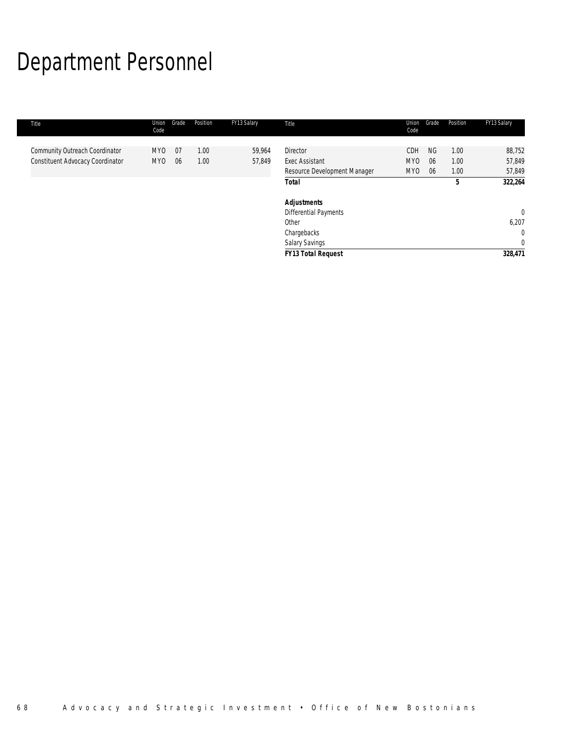# Department Personnel

| Title | Union Code | Grade | Position | FY13 Salary |
|---|---|---|---|---|
| Community Outreach Coordinator | MYO | 07 | 1.00 | 59,964 |
| Constituent Advocacy Coordinator | MYO | 06 | 1.00 | 57,849 |
| Director | CDH | NG | 1.00 | 88,752 |
| Exec Assistant | MYO | 06 | 1.00 | 57,849 |
| Resource Development Manager | MYO | 06 | 1.00 | 57,849 |
| ***Total*** | | | **5** | **322,264** |
| | | | | |
| ***Adjustments*** | | | | |
| Differential Payments | | | | 0 |
| Other | | | | 6,207 |
| Chargebacks | | | | 0 |
| Salary Savings | | | | 0 |
| ***FY13 Total Request*** | | | | **328,471** |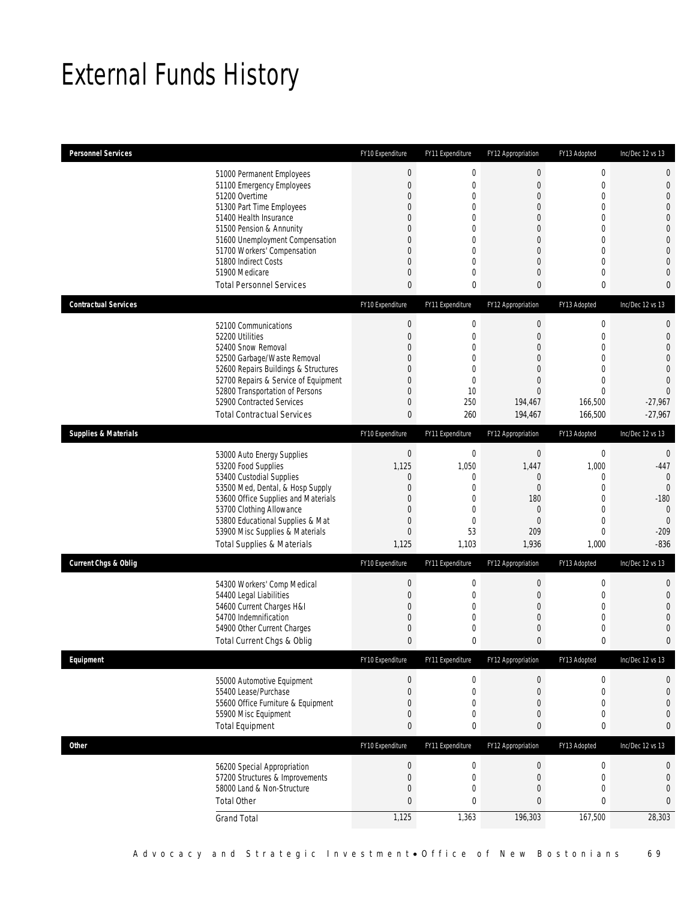# External Funds History

| Personnel Services | FY10 Expenditure | FY11 Expenditure | FY12 Appropriation | FY13 Adopted | Inc/Dec 12 vs 13 |
|---|---|---|---|---|---|
| 51000 Permanent Employees | 0 | 0 | 0 | 0 | 0 |
| 51100 Emergency Employees | 0 | 0 | 0 | 0 | 0 |
| 51200 Overtime | 0 | 0 | 0 | 0 | 0 |
| 51300 Part Time Employees | 0 | 0 | 0 | 0 | 0 |
| 51400 Health Insurance | 0 | 0 | 0 | 0 | 0 |
| 51500 Pension & Annunity | 0 | 0 | 0 | 0 | 0 |
| 51600 Unemployment Compensation | 0 | 0 | 0 | 0 | 0 |
| 51700 Workers' Compensation | 0 | 0 | 0 | 0 | 0 |
| 51800 Indirect Costs | 0 | 0 | 0 | 0 | 0 |
| 51900 Medicare | 0 | 0 | 0 | 0 | 0 |
| Total Personnel Services | 0 | 0 | 0 | 0 | 0 |

| Contractual Services | FY10 Expenditure | FY11 Expenditure | FY12 Appropriation | FY13 Adopted | Inc/Dec 12 vs 13 |
|---|---|---|---|---|---|
| 52100 Communications | 0 | 0 | 0 | 0 | 0 |
| 52200 Utilities | 0 | 0 | 0 | 0 | 0 |
| 52400 Snow Removal | 0 | 0 | 0 | 0 | 0 |
| 52500 Garbage/Waste Removal | 0 | 0 | 0 | 0 | 0 |
| 52600 Repairs Buildings & Structures | 0 | 0 | 0 | 0 | 0 |
| 52700 Repairs & Service of Equipment | 0 | 0 | 0 | 0 | 0 |
| 52800 Transportation of Persons | 0 | 10 | 0 | 0 | 0 |
| 52900 Contracted Services | 0 | 250 | 194,467 | 166,500 | -27,967 |
| Total Contractual Services | 0 | 260 | 194,467 | 166,500 | -27,967 |

| Supplies & Materials | FY10 Expenditure | FY11 Expenditure | FY12 Appropriation | FY13 Adopted | Inc/Dec 12 vs 13 |
|---|---|---|---|---|---|
| 53000 Auto Energy Supplies | 0 | 0 | 0 | 0 | 0 |
| 53200 Food Supplies | 1,125 | 1,050 | 1,447 | 1,000 | -447 |
| 53400 Custodial Supplies | 0 | 0 | 0 | 0 | 0 |
| 53500 Med, Dental, & Hosp Supply | 0 | 0 | 0 | 0 | 0 |
| 53600 Office Supplies and Materials | 0 | 0 | 180 | 0 | -180 |
| 53700 Clothing Allowance | 0 | 0 | 0 | 0 | 0 |
| 53800 Educational Supplies & Mat | 0 | 0 | 0 | 0 | 0 |
| 53900 Misc Supplies & Materials | 0 | 53 | 209 | 0 | -209 |
| Total Supplies & Materials | 1,125 | 1,103 | 1,936 | 1,000 | -836 |

| Current Chgs & Oblig | FY10 Expenditure | FY11 Expenditure | FY12 Appropriation | FY13 Adopted | Inc/Dec 12 vs 13 |
|---|---|---|---|---|---|
| 54300 Workers' Comp Medical | 0 | 0 | 0 | 0 | 0 |
| 54400 Legal Liabilities | 0 | 0 | 0 | 0 | 0 |
| 54600 Current Charges H&I | 0 | 0 | 0 | 0 | 0 |
| 54700 Indemnification | 0 | 0 | 0 | 0 | 0 |
| 54900 Other Current Charges | 0 | 0 | 0 | 0 | 0 |
| Total Current Chgs & Oblig | 0 | 0 | 0 | 0 | 0 |

| Equipment | FY10 Expenditure | FY11 Expenditure | FY12 Appropriation | FY13 Adopted | Inc/Dec 12 vs 13 |
|---|---|---|---|---|---|
| 55000 Automotive Equipment | 0 | 0 | 0 | 0 | 0 |
| 55400 Lease/Purchase | 0 | 0 | 0 | 0 | 0 |
| 55600 Office Furniture & Equipment | 0 | 0 | 0 | 0 | 0 |
| 55900 Misc Equipment | 0 | 0 | 0 | 0 | 0 |
| Total Equipment | 0 | 0 | 0 | 0 | 0 |

| Other | FY10 Expenditure | FY11 Expenditure | FY12 Appropriation | FY13 Adopted | Inc/Dec 12 vs 13 |
|---|---|---|---|---|---|
| 56200 Special Appropriation | 0 | 0 | 0 | 0 | 0 |
| 57200 Structures & Improvements | 0 | 0 | 0 | 0 | 0 |
| 58000 Land & Non-Structure | 0 | 0 | 0 | 0 | 0 |
| Total Other | 0 | 0 | 0 | 0 | 0 |
| Grand Total | 1,125 | 1,363 | 196,303 | 167,500 | 28,303 |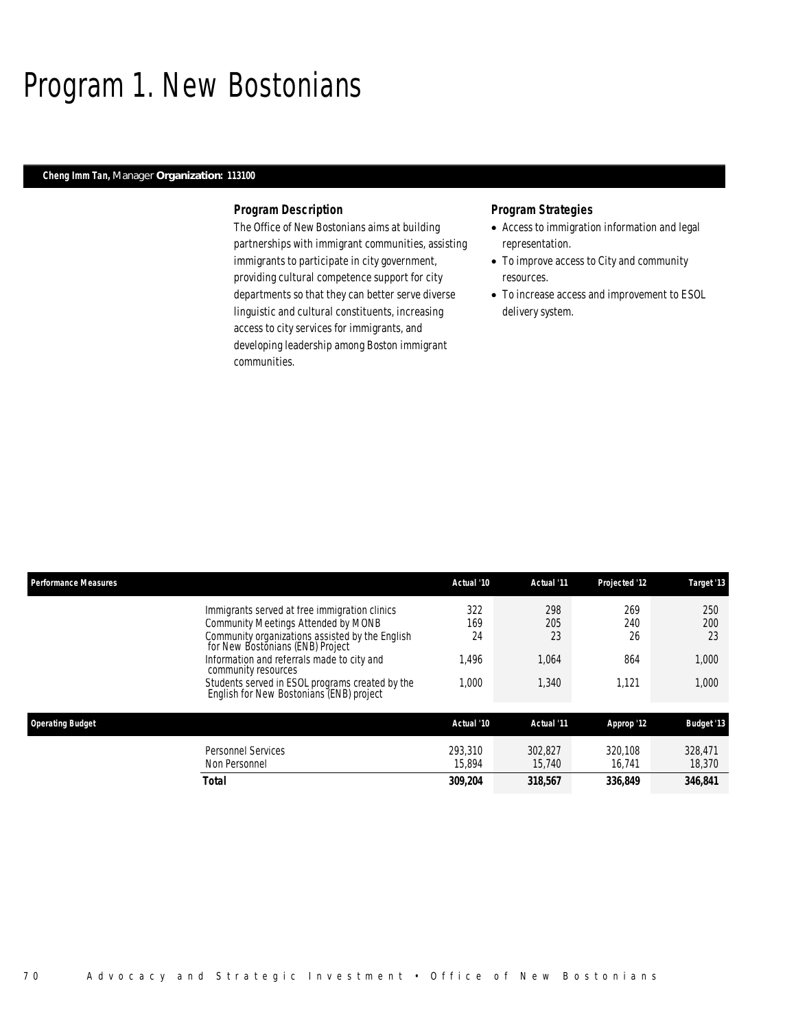# Program 1. New Bostonians

***Cheng Imm Tan,*** *Manager* ***Organization: 113100***

### *Program Description*

The Office of New Bostonians aims at building partnerships with immigrant communities, assisting immigrants to participate in city government, providing cultural competence support for city departments so that they can better serve diverse linguistic and cultural constituents, increasing access to city services for immigrants, and developing leadership among Boston immigrant communities.

### *Program Strategies*

- Access to immigration information and legal representation.
- To improve access to City and community resources.
- To increase access and improvement to ESOL delivery system.

| Performance Measures | Actual '10 | Actual '11 | Projected '12 | Target '13 |
|---|---|---|---|---|
| Immigrants served at free immigration clinics | 322 | 298 | 269 | 250 |
| Community Meetings Attended by MONB | 169 | 205 | 240 | 200 |
| Community organizations assisted by the English for New Bostonians (ENB) Project | 24 | 23 | 26 | 23 |
| Information and referrals made to city and community resources | 1,496 | 1,064 | 864 | 1,000 |
| Students served in ESOL programs created by the English for New Bostonians (ENB) project | 1,000 | 1,340 | 1,121 | 1,000 |

| Operating Budget | Actual '10 | Actual '11 | Approp '12 | Budget '13 |
|---|---|---|---|---|
| Personnel Services | 293,310 | 302,827 | 320,108 | 328,471 |
| Non Personnel | 15,894 | 15,740 | 16,741 | 18,370 |
| **Total** | **309,204** | **318,567** | **336,849** | **346,841** |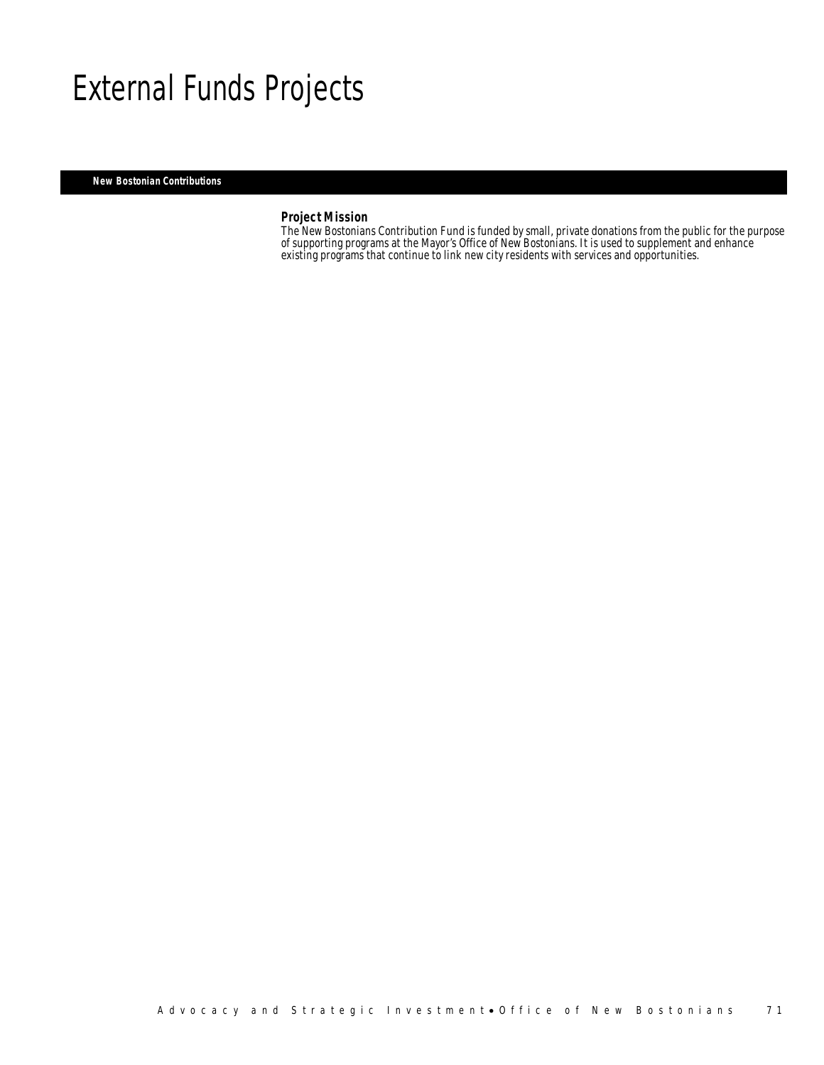# External Funds Projects

## New Bostonian Contributions

### Project Mission

The New Bostonians Contribution Fund is funded by small, private donations from the public for the purpose of supporting programs at the Mayor's Office of New Bostonians. It is used to supplement and enhance existing programs that continue to link new city residents with services and opportunities.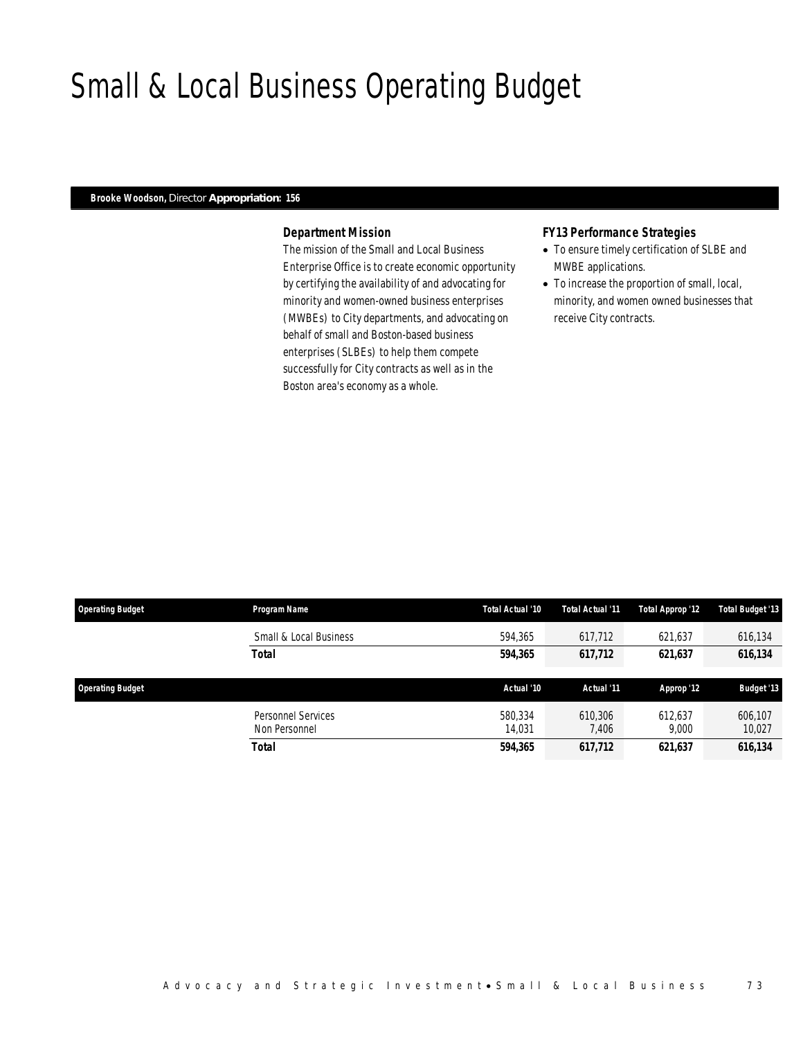# Small & Local Business Operating Budget

**Brooke Woodson,** Director **Appropriation: 156**

### *Department Mission*

The mission of the Small and Local Business Enterprise Office is to create economic opportunity by certifying the availability of and advocating for minority and women-owned business enterprises (MWBEs) to City departments, and advocating on behalf of small and Boston-based business enterprises (SLBEs) to help them compete successfully for City contracts as well as in the Boston area's economy as a whole.

### *FY13 Performance Strategies*

- To ensure timely certification of SLBE and MWBE applications.
- To increase the proportion of small, local, minority, and women owned businesses that receive City contracts.

| Operating Budget | Program Name | Total Actual '10 | Total Actual '11 | Total Approp '12 | Total Budget '13 |
|---|---|---|---|---|---|
| | Small & Local Business | 594,365 | 617,712 | 621,637 | 616,134 |
| | **Total** | **594,365** | **617,712** | **621,637** | **616,134** |

| Operating Budget | | Actual '10 | Actual '11 | Approp '12 | Budget '13 |
|---|---|---|---|---|---|
| | Personnel Services | 580,334 | 610,306 | 612,637 | 606,107 |
| | Non Personnel | 14,031 | 7,406 | 9,000 | 10,027 |
| | **Total** | **594,365** | **617,712** | **621,637** | **616,134** |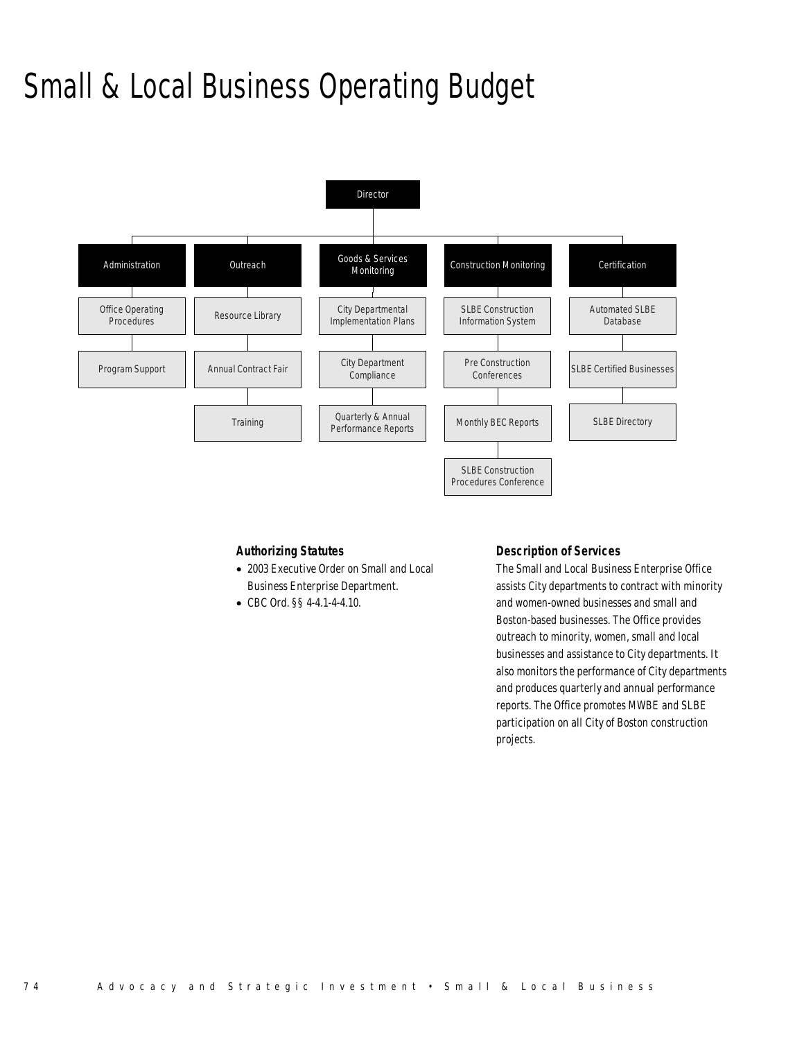# Small & Local Business Operating Budget

Director

- Administration
  - Office Operating Procedures
  - Program Support
- Outreach
  - Resource Library
  - Annual Contract Fair
  - Training
- Goods & Services Monitoring
  - City Departmental Implementation Plans
  - City Department Compliance
  - Quarterly & Annual Performance Reports
- Construction Monitoring
  - SLBE Construction Information System
  - Pre Construction Conferences
  - Monthly BEC Reports
  - SLBE Construction Procedures Conference
- Certification
  - Automated SLBE Database
  - SLBE Certified Businesses
  - SLBE Directory

### Authorizing Statutes

- 2003 Executive Order on Small and Local Business Enterprise Department.
- CBC Ord. §§ 4-4.1-4-4.10.

### Description of Services

The Small and Local Business Enterprise Office assists City departments to contract with minority and women-owned businesses and small and Boston-based businesses. The Office provides outreach to minority, women, small and local businesses and assistance to City departments. It also monitors the performance of City departments and produces quarterly and annual performance reports. The Office promotes MWBE and SLBE participation on all City of Boston construction projects.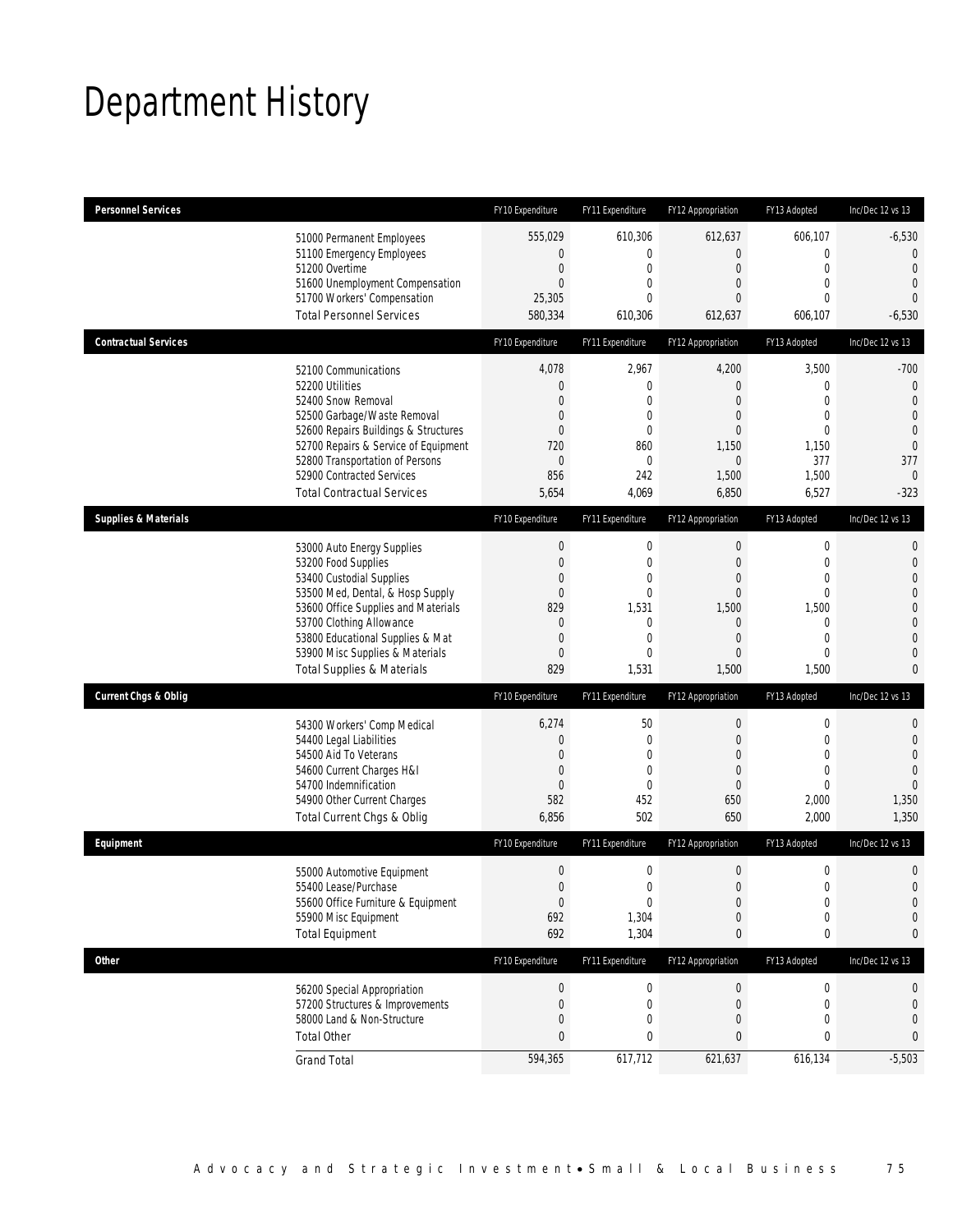# Department History

| Personnel Services | FY10 Expenditure | FY11 Expenditure | FY12 Appropriation | FY13 Adopted | Inc/Dec 12 vs 13 |
|---|---|---|---|---|---|
| 51000 Permanent Employees | 555,029 | 610,306 | 612,637 | 606,107 | -6,530 |
| 51100 Emergency Employees | 0 | 0 | 0 | 0 | 0 |
| 51200 Overtime | 0 | 0 | 0 | 0 | 0 |
| 51600 Unemployment Compensation | 0 | 0 | 0 | 0 | 0 |
| 51700 Workers' Compensation | 25,305 | 0 | 0 | 0 | 0 |
| Total Personnel Services | 580,334 | 610,306 | 612,637 | 606,107 | -6,530 |

| Contractual Services | FY10 Expenditure | FY11 Expenditure | FY12 Appropriation | FY13 Adopted | Inc/Dec 12 vs 13 |
|---|---|---|---|---|---|
| 52100 Communications | 4,078 | 2,967 | 4,200 | 3,500 | -700 |
| 52200 Utilities | 0 | 0 | 0 | 0 | 0 |
| 52400 Snow Removal | 0 | 0 | 0 | 0 | 0 |
| 52500 Garbage/Waste Removal | 0 | 0 | 0 | 0 | 0 |
| 52600 Repairs Buildings & Structures | 0 | 0 | 0 | 0 | 0 |
| 52700 Repairs & Service of Equipment | 720 | 860 | 1,150 | 1,150 | 0 |
| 52800 Transportation of Persons | 0 | 0 | 0 | 377 | 377 |
| 52900 Contracted Services | 856 | 242 | 1,500 | 1,500 | 0 |
| Total Contractual Services | 5,654 | 4,069 | 6,850 | 6,527 | -323 |

| Supplies & Materials | FY10 Expenditure | FY11 Expenditure | FY12 Appropriation | FY13 Adopted | Inc/Dec 12 vs 13 |
|---|---|---|---|---|---|
| 53000 Auto Energy Supplies | 0 | 0 | 0 | 0 | 0 |
| 53200 Food Supplies | 0 | 0 | 0 | 0 | 0 |
| 53400 Custodial Supplies | 0 | 0 | 0 | 0 | 0 |
| 53500 Med, Dental, & Hosp Supply | 0 | 0 | 0 | 0 | 0 |
| 53600 Office Supplies and Materials | 829 | 1,531 | 1,500 | 1,500 | 0 |
| 53700 Clothing Allowance | 0 | 0 | 0 | 0 | 0 |
| 53800 Educational Supplies & Mat | 0 | 0 | 0 | 0 | 0 |
| 53900 Misc Supplies & Materials | 0 | 0 | 0 | 0 | 0 |
| Total Supplies & Materials | 829 | 1,531 | 1,500 | 1,500 | 0 |

| Current Chgs & Oblig | FY10 Expenditure | FY11 Expenditure | FY12 Appropriation | FY13 Adopted | Inc/Dec 12 vs 13 |
|---|---|---|---|---|---|
| 54300 Workers' Comp Medical | 6,274 | 50 | 0 | 0 | 0 |
| 54400 Legal Liabilities | 0 | 0 | 0 | 0 | 0 |
| 54500 Aid To Veterans | 0 | 0 | 0 | 0 | 0 |
| 54600 Current Charges H&I | 0 | 0 | 0 | 0 | 0 |
| 54700 Indemnification | 0 | 0 | 0 | 0 | 0 |
| 54900 Other Current Charges | 582 | 452 | 650 | 2,000 | 1,350 |
| Total Current Chgs & Oblig | 6,856 | 502 | 650 | 2,000 | 1,350 |

| Equipment | FY10 Expenditure | FY11 Expenditure | FY12 Appropriation | FY13 Adopted | Inc/Dec 12 vs 13 |
|---|---|---|---|---|---|
| 55000 Automotive Equipment | 0 | 0 | 0 | 0 | 0 |
| 55400 Lease/Purchase | 0 | 0 | 0 | 0 | 0 |
| 55600 Office Furniture & Equipment | 0 | 0 | 0 | 0 | 0 |
| 55900 Misc Equipment | 692 | 1,304 | 0 | 0 | 0 |
| Total Equipment | 692 | 1,304 | 0 | 0 | 0 |

| Other | FY10 Expenditure | FY11 Expenditure | FY12 Appropriation | FY13 Adopted | Inc/Dec 12 vs 13 |
|---|---|---|---|---|---|
| 56200 Special Appropriation | 0 | 0 | 0 | 0 | 0 |
| 57200 Structures & Improvements | 0 | 0 | 0 | 0 | 0 |
| 58000 Land & Non-Structure | 0 | 0 | 0 | 0 | 0 |
| Total Other | 0 | 0 | 0 | 0 | 0 |
| Grand Total | 594,365 | 617,712 | 621,637 | 616,134 | -5,503 |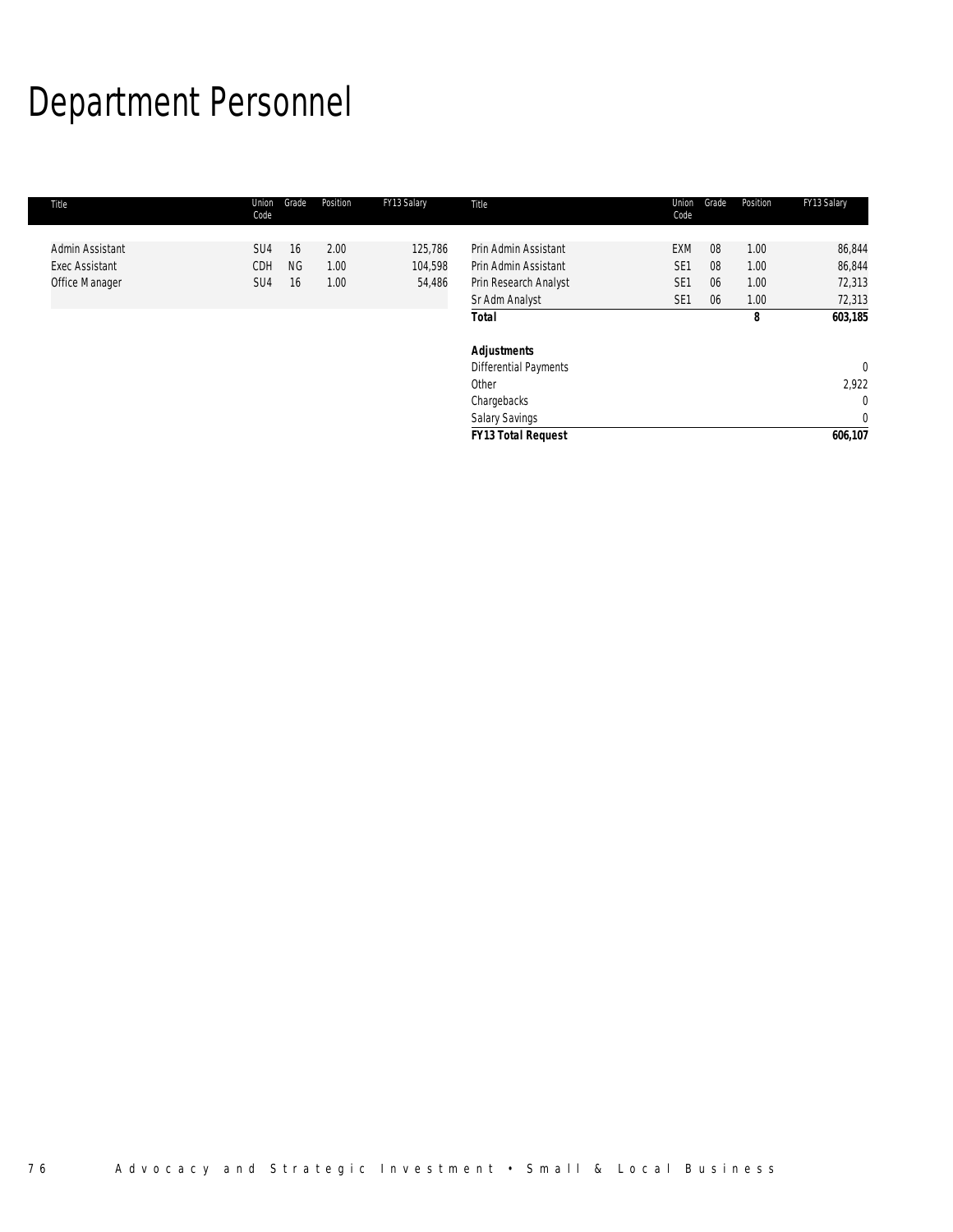# Department Personnel

| Title | Union Code | Grade | Position | FY13 Salary | Title | Union Code | Grade | Position | FY13 Salary |
|---|---|---|---|---|---|---|---|---|---|
| Admin Assistant | SU4 | 16 | 2.00 | 125,786 | Prin Admin Assistant | EXM | 08 | 1.00 | 86,844 |
| Exec Assistant | CDH | NG | 1.00 | 104,598 | Prin Admin Assistant | SE1 | 08 | 1.00 | 86,844 |
| Office Manager | SU4 | 16 | 1.00 | 54,486 | Prin Research Analyst | SE1 | 06 | 1.00 | 72,313 |
| | | | | | Sr Adm Analyst | SE1 | 06 | 1.00 | 72,313 |
| | | | | | **Total** | | | **8** | **603,185** |
| | | | | | | | | | |
| | | | | | ***Adjustments*** | | | | |
| | | | | | Differential Payments | | | | 0 |
| | | | | | Other | | | | 2,922 |
| | | | | | Chargebacks | | | | 0 |
| | | | | | Salary Savings | | | | 0 |
| | | | | | ***FY13 Total Request*** | | | | **606,107** |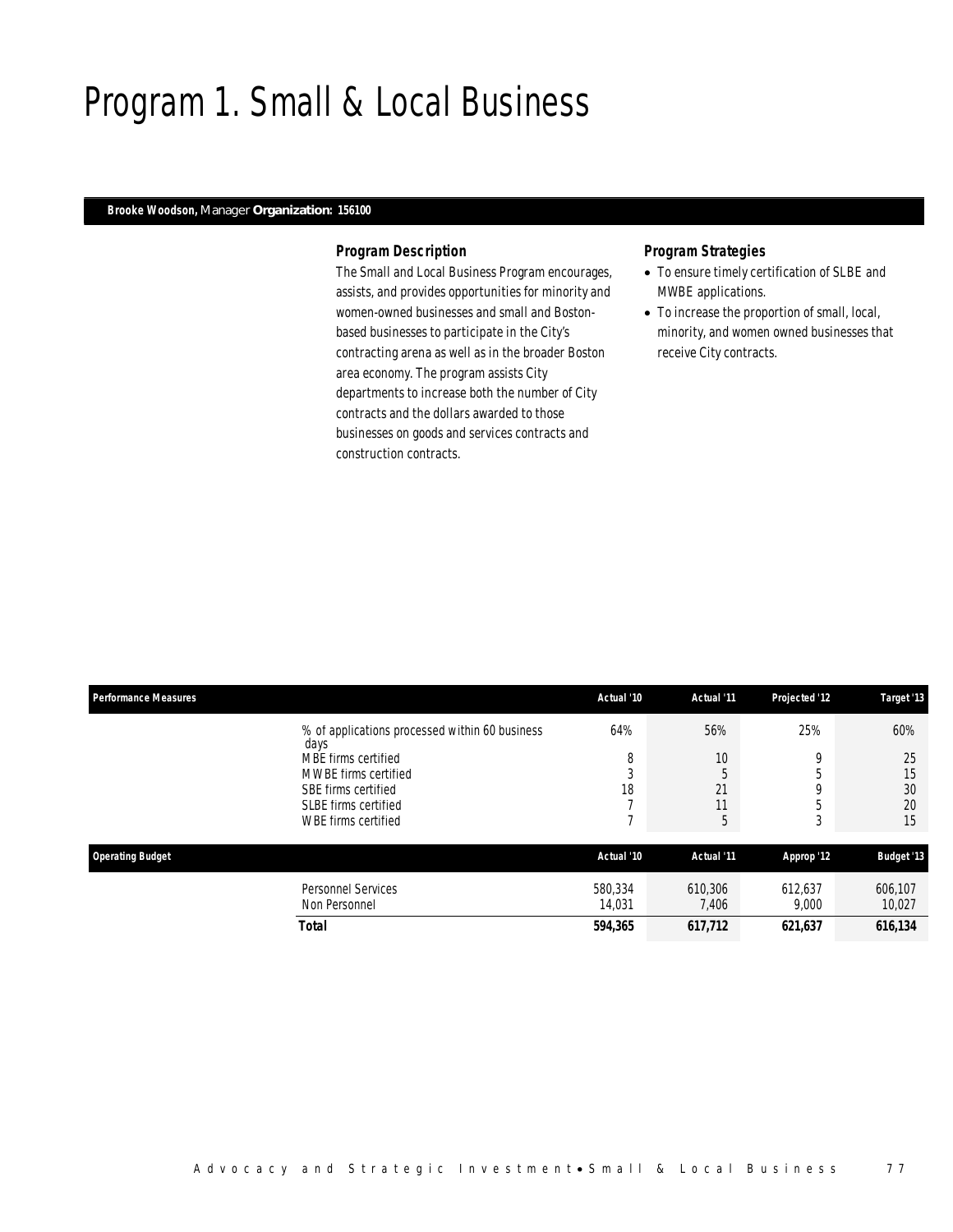# Program 1. Small & Local Business

**Brooke Woodson,** Manager **Organization: 156100**

### *Program Description*

The Small and Local Business Program encourages, assists, and provides opportunities for minority and women-owned businesses and small and Boston-based businesses to participate in the City's contracting arena as well as in the broader Boston area economy. The program assists City departments to increase both the number of City contracts and the dollars awarded to those businesses on goods and services contracts and construction contracts.

### *Program Strategies*

- To ensure timely certification of SLBE and MWBE applications.
- To increase the proportion of small, local, minority, and women owned businesses that receive City contracts.

| Performance Measures | Actual '10 | Actual '11 | Projected '12 | Target '13 |
|---|---|---|---|---|
| % of applications processed within 60 business days | 64% | 56% | 25% | 60% |
| MBE firms certified | 8 | 10 | 9 | 25 |
| MWBE firms certified | 3 | 5 | 5 | 15 |
| SBE firms certified | 18 | 21 | 9 | 30 |
| SLBE firms certified | 7 | 11 | 5 | 20 |
| WBE firms certified | 7 | 5 | 3 | 15 |

| Operating Budget | Actual '10 | Actual '11 | Approp '12 | Budget '13 |
|---|---|---|---|---|
| Personnel Services | 580,334 | 610,306 | 612,637 | 606,107 |
| Non Personnel | 14,031 | 7,406 | 9,000 | 10,027 |
| **Total** | **594,365** | **617,712** | **621,637** | **616,134** |